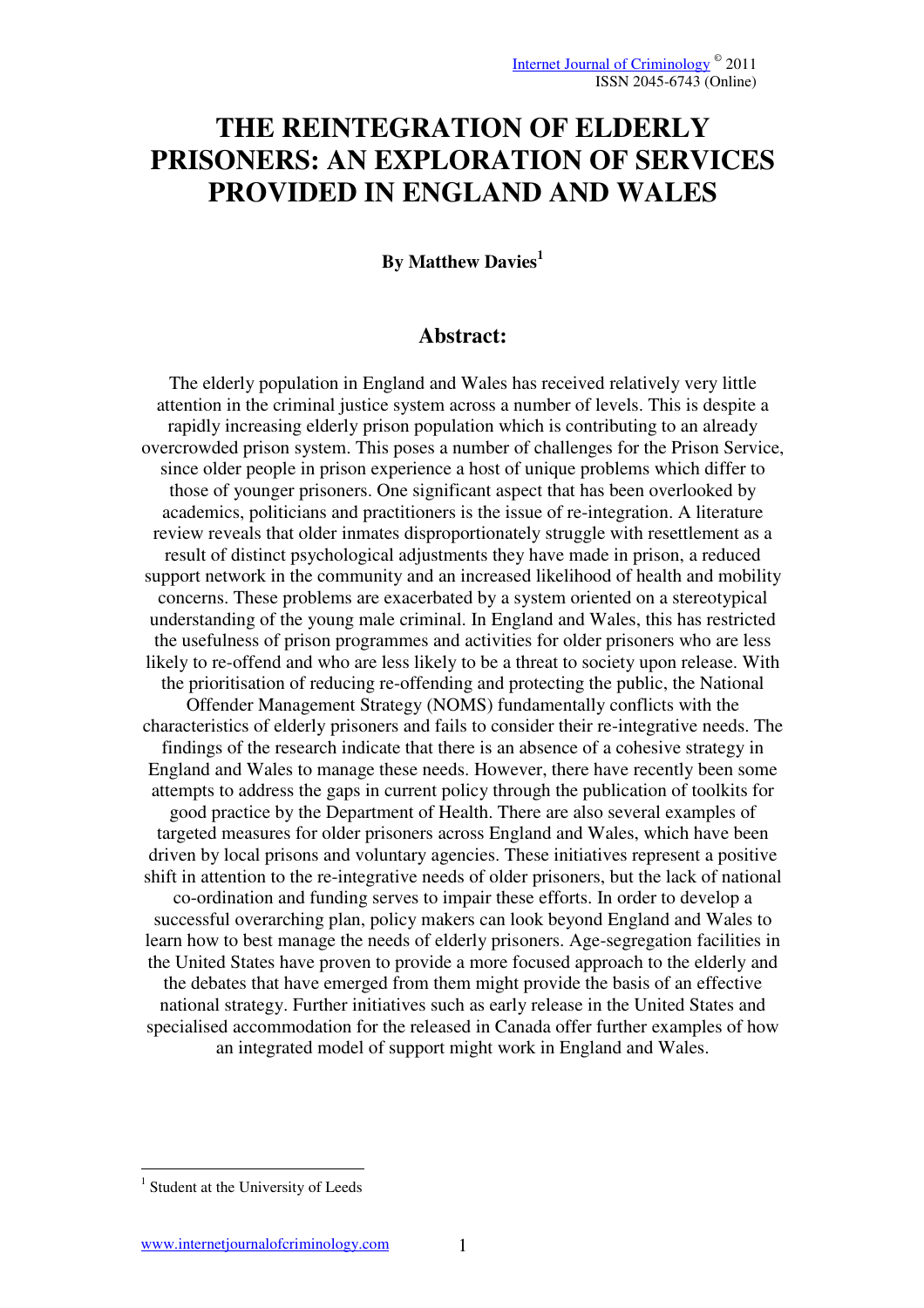# THE REINTEGRATION OF ELDERLY PRISONERS: AN EXPLORATION OF SERVICES PROVIDED IN ENGLAND AND WALES

**By Matthew Davies[1]**

## Abstract:

The elderly population in England and Wales has received relatively very little attention in the criminal justice system across a number of levels. This is despite a rapidly increasing elderly prison population which is contributing to an already overcrowded prison system. This poses a number of challenges for the Prison Service, since older people in prison experience a host of unique problems which differ to those of younger prisoners. One significant aspect that has been overlooked by academics, politicians and practitioners is the issue of re-integration. A literature review reveals that older inmates disproportionately struggle with resettlement as a result of distinct psychological adjustments they have made in prison, a reduced support network in the community and an increased likelihood of health and mobility concerns. These problems are exacerbated by a system oriented on a stereotypical understanding of the young male criminal. In England and Wales, this has restricted the usefulness of prison programmes and activities for older prisoners who are less likely to re-offend and who are less likely to be a threat to society upon release. With the prioritisation of reducing re-offending and protecting the public, the National Offender Management Strategy (NOMS) fundamentally conflicts with the characteristics of elderly prisoners and fails to consider their re-integrative needs. The findings of the research indicate that there is an absence of a cohesive strategy in England and Wales to manage these needs. However, there have recently been some attempts to address the gaps in current policy through the publication of toolkits for good practice by the Department of Health. There are also several examples of targeted measures for older prisoners across England and Wales, which have been driven by local prisons and voluntary agencies. These initiatives represent a positive shift in attention to the re-integrative needs of older prisoners, but the lack of national co-ordination and funding serves to impair these efforts. In order to develop a successful overarching plan, policy makers can look beyond England and Wales to learn how to best manage the needs of elderly prisoners. Age-segregation facilities in the United States have proven to provide a more focused approach to the elderly and the debates that have emerged from them might provide the basis of an effective national strategy. Further initiatives such as early release in the United States and specialised accommodation for the released in Canada offer further examples of how an integrated model of support might work in England and Wales.

---

[1] Student at the University of Leeds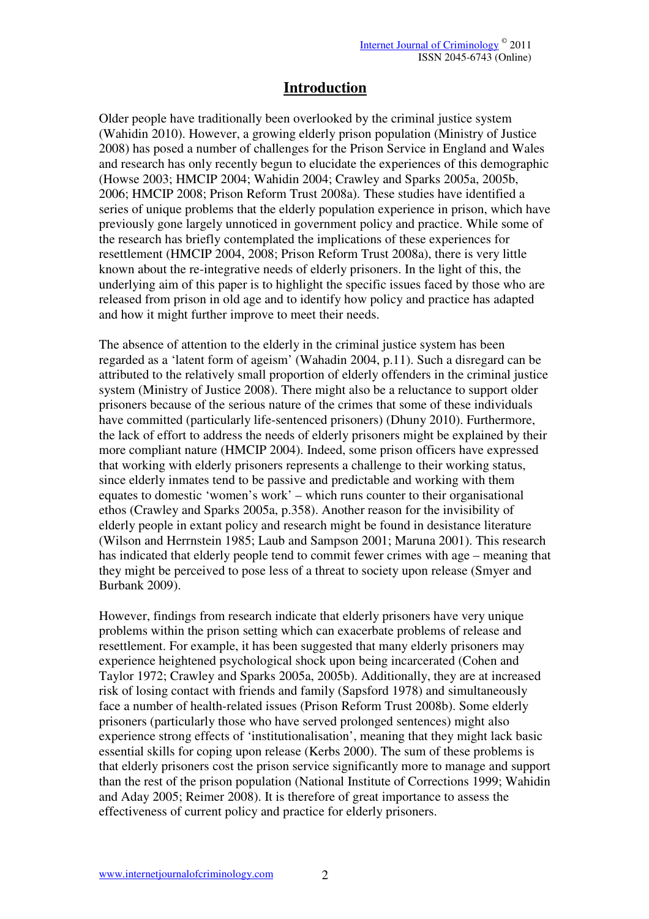# Introduction

Older people have traditionally been overlooked by the criminal justice system (Wahidin 2010). However, a growing elderly prison population (Ministry of Justice 2008) has posed a number of challenges for the Prison Service in England and Wales and research has only recently begun to elucidate the experiences of this demographic (Howse 2003; HMCIP 2004; Wahidin 2004; Crawley and Sparks 2005a, 2005b, 2006; HMCIP 2008; Prison Reform Trust 2008a). These studies have identified a series of unique problems that the elderly population experience in prison, which have previously gone largely unnoticed in government policy and practice. While some of the research has briefly contemplated the implications of these experiences for resettlement (HMCIP 2004, 2008; Prison Reform Trust 2008a), there is very little known about the re-integrative needs of elderly prisoners. In the light of this, the underlying aim of this paper is to highlight the specific issues faced by those who are released from prison in old age and to identify how policy and practice has adapted and how it might further improve to meet their needs.

The absence of attention to the elderly in the criminal justice system has been regarded as a 'latent form of ageism' (Wahadin 2004, p.11). Such a disregard can be attributed to the relatively small proportion of elderly offenders in the criminal justice system (Ministry of Justice 2008). There might also be a reluctance to support older prisoners because of the serious nature of the crimes that some of these individuals have committed (particularly life-sentenced prisoners) (Dhuny 2010). Furthermore, the lack of effort to address the needs of elderly prisoners might be explained by their more compliant nature (HMCIP 2004). Indeed, some prison officers have expressed that working with elderly prisoners represents a challenge to their working status, since elderly inmates tend to be passive and predictable and working with them equates to domestic 'women's work' – which runs counter to their organisational ethos (Crawley and Sparks 2005a, p.358). Another reason for the invisibility of elderly people in extant policy and research might be found in desistance literature (Wilson and Herrnstein 1985; Laub and Sampson 2001; Maruna 2001). This research has indicated that elderly people tend to commit fewer crimes with age – meaning that they might be perceived to pose less of a threat to society upon release (Smyer and Burbank 2009).

However, findings from research indicate that elderly prisoners have very unique problems within the prison setting which can exacerbate problems of release and resettlement. For example, it has been suggested that many elderly prisoners may experience heightened psychological shock upon being incarcerated (Cohen and Taylor 1972; Crawley and Sparks 2005a, 2005b). Additionally, they are at increased risk of losing contact with friends and family (Sapsford 1978) and simultaneously face a number of health-related issues (Prison Reform Trust 2008b). Some elderly prisoners (particularly those who have served prolonged sentences) might also experience strong effects of 'institutionalisation', meaning that they might lack basic essential skills for coping upon release (Kerbs 2000). The sum of these problems is that elderly prisoners cost the prison service significantly more to manage and support than the rest of the prison population (National Institute of Corrections 1999; Wahidin and Aday 2005; Reimer 2008). It is therefore of great importance to assess the effectiveness of current policy and practice for elderly prisoners.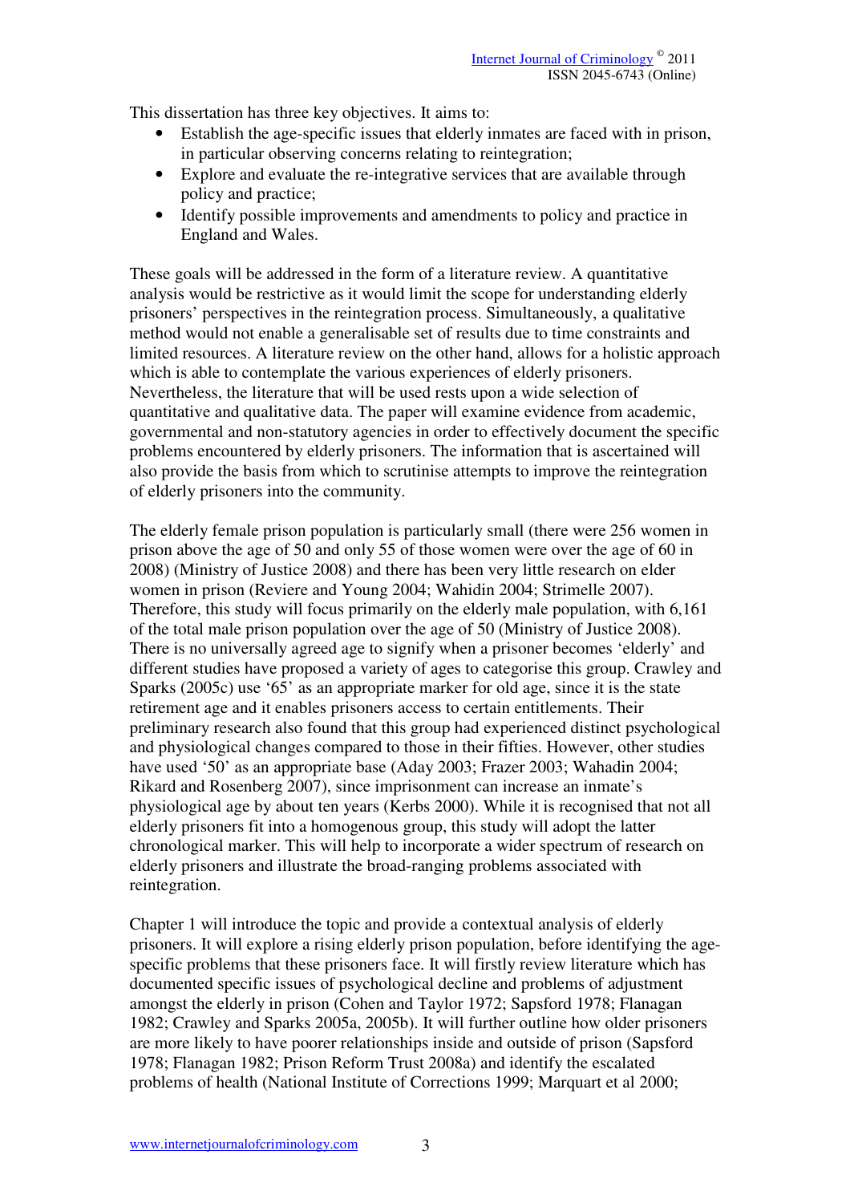This dissertation has three key objectives. It aims to:

- Establish the age-specific issues that elderly inmates are faced with in prison, in particular observing concerns relating to reintegration;
- Explore and evaluate the re-integrative services that are available through policy and practice;
- Identify possible improvements and amendments to policy and practice in England and Wales.

These goals will be addressed in the form of a literature review. A quantitative analysis would be restrictive as it would limit the scope for understanding elderly prisoners' perspectives in the reintegration process. Simultaneously, a qualitative method would not enable a generalisable set of results due to time constraints and limited resources. A literature review on the other hand, allows for a holistic approach which is able to contemplate the various experiences of elderly prisoners. Nevertheless, the literature that will be used rests upon a wide selection of quantitative and qualitative data. The paper will examine evidence from academic, governmental and non-statutory agencies in order to effectively document the specific problems encountered by elderly prisoners. The information that is ascertained will also provide the basis from which to scrutinise attempts to improve the reintegration of elderly prisoners into the community.

The elderly female prison population is particularly small (there were 256 women in prison above the age of 50 and only 55 of those women were over the age of 60 in 2008) (Ministry of Justice 2008) and there has been very little research on elder women in prison (Reviere and Young 2004; Wahidin 2004; Strimelle 2007). Therefore, this study will focus primarily on the elderly male population, with 6,161 of the total male prison population over the age of 50 (Ministry of Justice 2008). There is no universally agreed age to signify when a prisoner becomes 'elderly' and different studies have proposed a variety of ages to categorise this group. Crawley and Sparks (2005c) use '65' as an appropriate marker for old age, since it is the state retirement age and it enables prisoners access to certain entitlements. Their preliminary research also found that this group had experienced distinct psychological and physiological changes compared to those in their fifties. However, other studies have used '50' as an appropriate base (Aday 2003; Frazer 2003; Wahadin 2004; Rikard and Rosenberg 2007), since imprisonment can increase an inmate's physiological age by about ten years (Kerbs 2000). While it is recognised that not all elderly prisoners fit into a homogenous group, this study will adopt the latter chronological marker. This will help to incorporate a wider spectrum of research on elderly prisoners and illustrate the broad-ranging problems associated with reintegration.

Chapter 1 will introduce the topic and provide a contextual analysis of elderly prisoners. It will explore a rising elderly prison population, before identifying the age-specific problems that these prisoners face. It will firstly review literature which has documented specific issues of psychological decline and problems of adjustment amongst the elderly in prison (Cohen and Taylor 1972; Sapsford 1978; Flanagan 1982; Crawley and Sparks 2005a, 2005b). It will further outline how older prisoners are more likely to have poorer relationships inside and outside of prison (Sapsford 1978; Flanagan 1982; Prison Reform Trust 2008a) and identify the escalated problems of health (National Institute of Corrections 1999; Marquart et al 2000;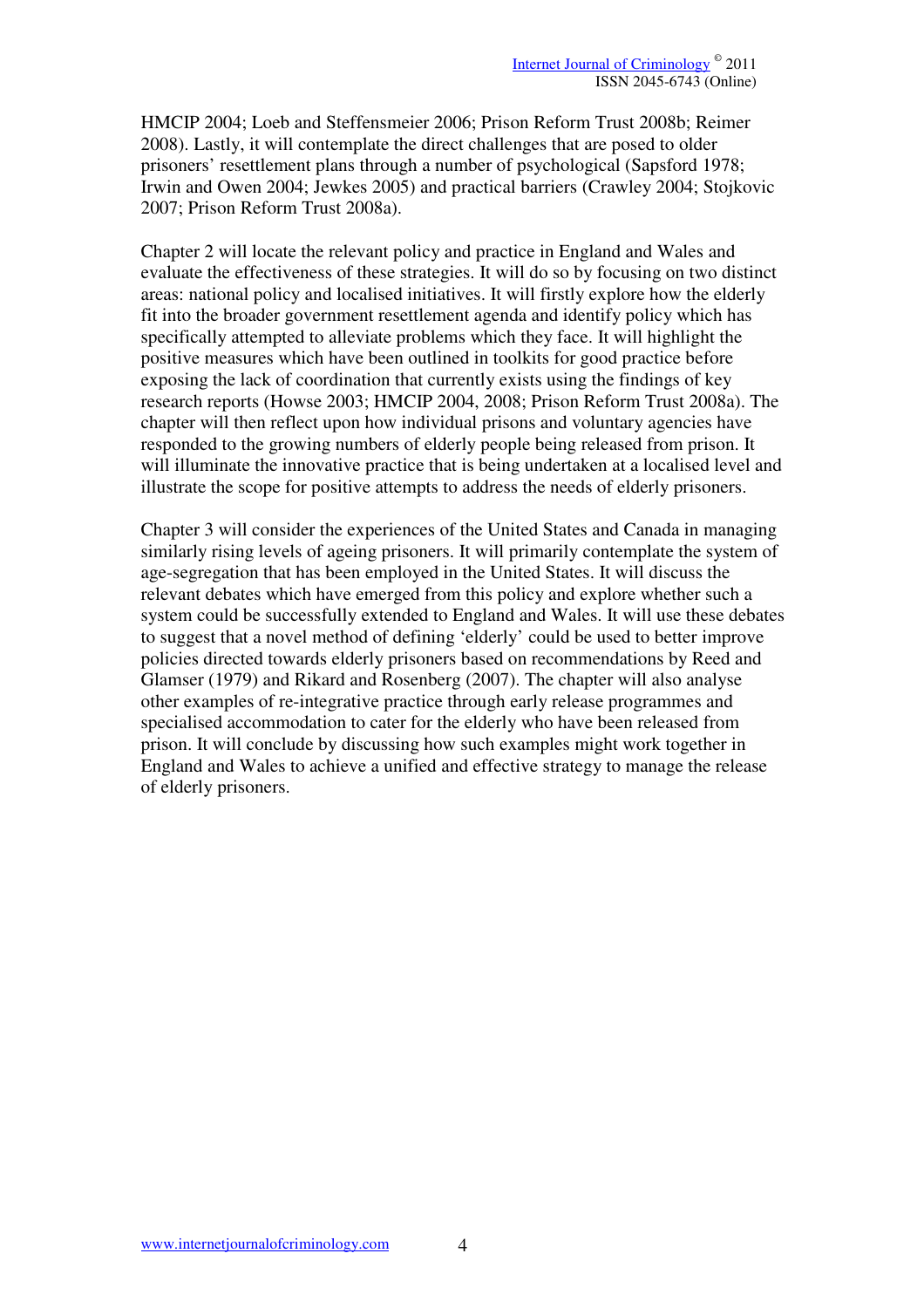HMCIP 2004; Loeb and Steffensmeier 2006; Prison Reform Trust 2008b; Reimer 2008). Lastly, it will contemplate the direct challenges that are posed to older prisoners' resettlement plans through a number of psychological (Sapsford 1978; Irwin and Owen 2004; Jewkes 2005) and practical barriers (Crawley 2004; Stojkovic 2007; Prison Reform Trust 2008a).

Chapter 2 will locate the relevant policy and practice in England and Wales and evaluate the effectiveness of these strategies. It will do so by focusing on two distinct areas: national policy and localised initiatives. It will firstly explore how the elderly fit into the broader government resettlement agenda and identify policy which has specifically attempted to alleviate problems which they face. It will highlight the positive measures which have been outlined in toolkits for good practice before exposing the lack of coordination that currently exists using the findings of key research reports (Howse 2003; HMCIP 2004, 2008; Prison Reform Trust 2008a). The chapter will then reflect upon how individual prisons and voluntary agencies have responded to the growing numbers of elderly people being released from prison. It will illuminate the innovative practice that is being undertaken at a localised level and illustrate the scope for positive attempts to address the needs of elderly prisoners.

Chapter 3 will consider the experiences of the United States and Canada in managing similarly rising levels of ageing prisoners. It will primarily contemplate the system of age-segregation that has been employed in the United States. It will discuss the relevant debates which have emerged from this policy and explore whether such a system could be successfully extended to England and Wales. It will use these debates to suggest that a novel method of defining 'elderly' could be used to better improve policies directed towards elderly prisoners based on recommendations by Reed and Glamser (1979) and Rikard and Rosenberg (2007). The chapter will also analyse other examples of re-integrative practice through early release programmes and specialised accommodation to cater for the elderly who have been released from prison. It will conclude by discussing how such examples might work together in England and Wales to achieve a unified and effective strategy to manage the release of elderly prisoners.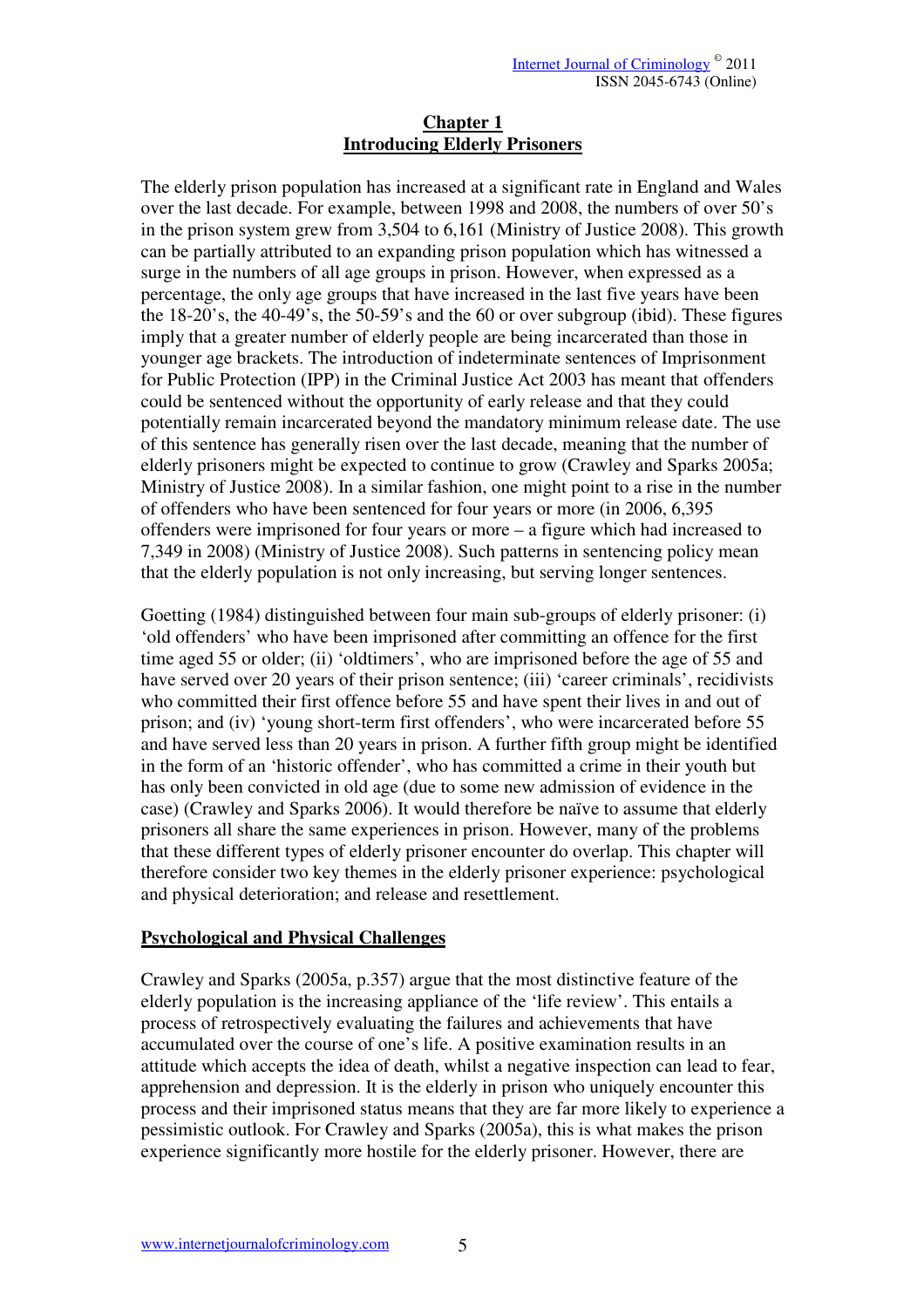## Chapter 1
## Introducing Elderly Prisoners

The elderly prison population has increased at a significant rate in England and Wales over the last decade. For example, between 1998 and 2008, the numbers of over 50's in the prison system grew from 3,504 to 6,161 (Ministry of Justice 2008). This growth can be partially attributed to an expanding prison population which has witnessed a surge in the numbers of all age groups in prison. However, when expressed as a percentage, the only age groups that have increased in the last five years have been the 18-20's, the 40-49's, the 50-59's and the 60 or over subgroup (ibid). These figures imply that a greater number of elderly people are being incarcerated than those in younger age brackets. The introduction of indeterminate sentences of Imprisonment for Public Protection (IPP) in the Criminal Justice Act 2003 has meant that offenders could be sentenced without the opportunity of early release and that they could potentially remain incarcerated beyond the mandatory minimum release date. The use of this sentence has generally risen over the last decade, meaning that the number of elderly prisoners might be expected to continue to grow (Crawley and Sparks 2005a; Ministry of Justice 2008). In a similar fashion, one might point to a rise in the number of offenders who have been sentenced for four years or more (in 2006, 6,395 offenders were imprisoned for four years or more – a figure which had increased to 7,349 in 2008) (Ministry of Justice 2008). Such patterns in sentencing policy mean that the elderly population is not only increasing, but serving longer sentences.

Goetting (1984) distinguished between four main sub-groups of elderly prisoner: (i) 'old offenders' who have been imprisoned after committing an offence for the first time aged 55 or older; (ii) 'oldtimers', who are imprisoned before the age of 55 and have served over 20 years of their prison sentence; (iii) 'career criminals', recidivists who committed their first offence before 55 and have spent their lives in and out of prison; and (iv) 'young short-term first offenders', who were incarcerated before 55 and have served less than 20 years in prison. A further fifth group might be identified in the form of an 'historic offender', who has committed a crime in their youth but has only been convicted in old age (due to some new admission of evidence in the case) (Crawley and Sparks 2006). It would therefore be naïve to assume that elderly prisoners all share the same experiences in prison. However, many of the problems that these different types of elderly prisoner encounter do overlap. This chapter will therefore consider two key themes in the elderly prisoner experience: psychological and physical deterioration; and release and resettlement.

### Psychological and Physical Challenges

Crawley and Sparks (2005a, p.357) argue that the most distinctive feature of the elderly population is the increasing appliance of the 'life review'. This entails a process of retrospectively evaluating the failures and achievements that have accumulated over the course of one's life. A positive examination results in an attitude which accepts the idea of death, whilst a negative inspection can lead to fear, apprehension and depression. It is the elderly in prison who uniquely encounter this process and their imprisoned status means that they are far more likely to experience a pessimistic outlook. For Crawley and Sparks (2005a), this is what makes the prison experience significantly more hostile for the elderly prisoner. However, there are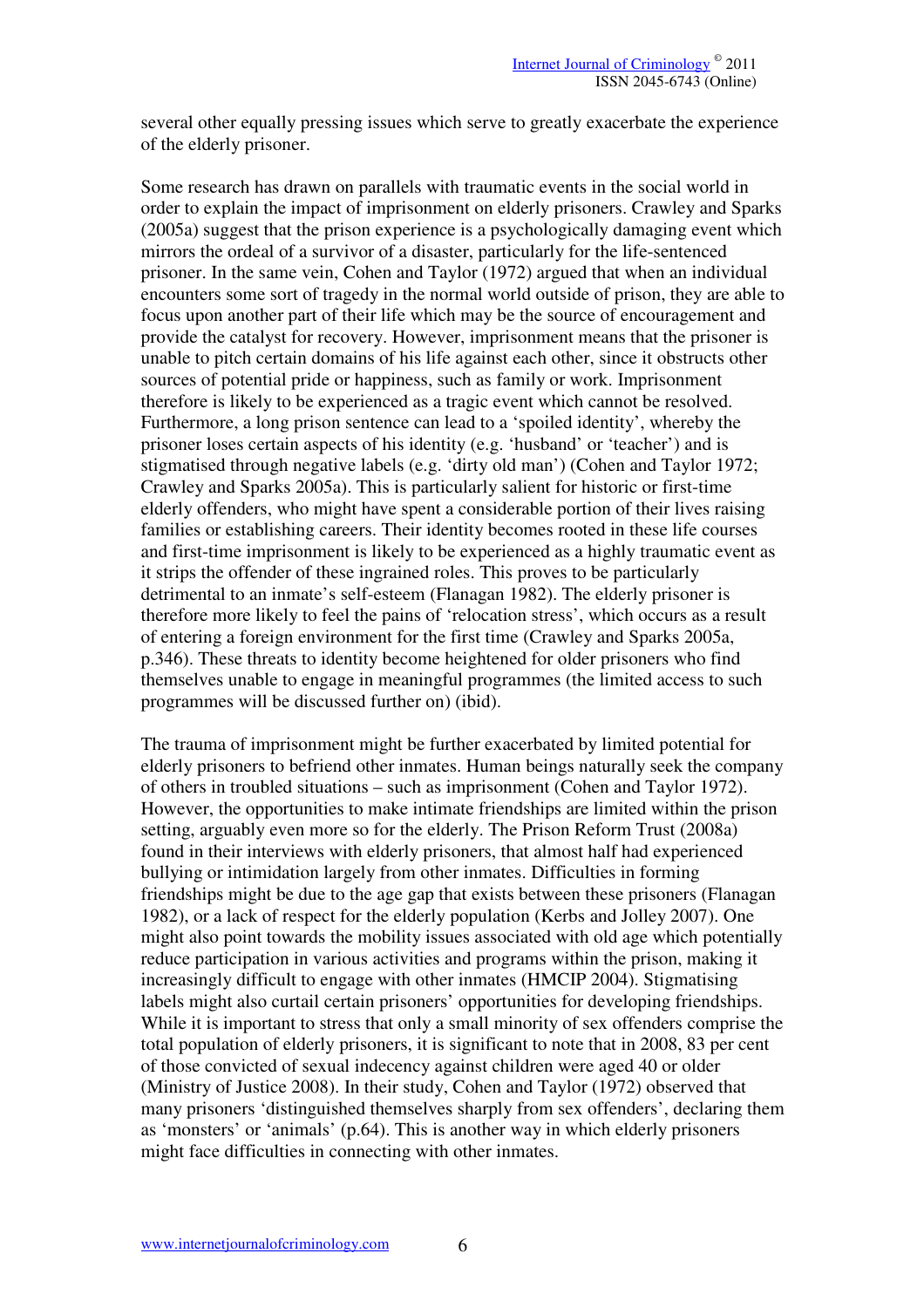several other equally pressing issues which serve to greatly exacerbate the experience of the elderly prisoner.

Some research has drawn on parallels with traumatic events in the social world in order to explain the impact of imprisonment on elderly prisoners. Crawley and Sparks (2005a) suggest that the prison experience is a psychologically damaging event which mirrors the ordeal of a survivor of a disaster, particularly for the life-sentenced prisoner. In the same vein, Cohen and Taylor (1972) argued that when an individual encounters some sort of tragedy in the normal world outside of prison, they are able to focus upon another part of their life which may be the source of encouragement and provide the catalyst for recovery. However, imprisonment means that the prisoner is unable to pitch certain domains of his life against each other, since it obstructs other sources of potential pride or happiness, such as family or work. Imprisonment therefore is likely to be experienced as a tragic event which cannot be resolved. Furthermore, a long prison sentence can lead to a 'spoiled identity', whereby the prisoner loses certain aspects of his identity (e.g. 'husband' or 'teacher') and is stigmatised through negative labels (e.g. 'dirty old man') (Cohen and Taylor 1972; Crawley and Sparks 2005a). This is particularly salient for historic or first-time elderly offenders, who might have spent a considerable portion of their lives raising families or establishing careers. Their identity becomes rooted in these life courses and first-time imprisonment is likely to be experienced as a highly traumatic event as it strips the offender of these ingrained roles. This proves to be particularly detrimental to an inmate's self-esteem (Flanagan 1982). The elderly prisoner is therefore more likely to feel the pains of 'relocation stress', which occurs as a result of entering a foreign environment for the first time (Crawley and Sparks 2005a, p.346). These threats to identity become heightened for older prisoners who find themselves unable to engage in meaningful programmes (the limited access to such programmes will be discussed further on) (ibid).

The trauma of imprisonment might be further exacerbated by limited potential for elderly prisoners to befriend other inmates. Human beings naturally seek the company of others in troubled situations – such as imprisonment (Cohen and Taylor 1972). However, the opportunities to make intimate friendships are limited within the prison setting, arguably even more so for the elderly. The Prison Reform Trust (2008a) found in their interviews with elderly prisoners, that almost half had experienced bullying or intimidation largely from other inmates. Difficulties in forming friendships might be due to the age gap that exists between these prisoners (Flanagan 1982), or a lack of respect for the elderly population (Kerbs and Jolley 2007). One might also point towards the mobility issues associated with old age which potentially reduce participation in various activities and programs within the prison, making it increasingly difficult to engage with other inmates (HMCIP 2004). Stigmatising labels might also curtail certain prisoners' opportunities for developing friendships. While it is important to stress that only a small minority of sex offenders comprise the total population of elderly prisoners, it is significant to note that in 2008, 83 per cent of those convicted of sexual indecency against children were aged 40 or older (Ministry of Justice 2008). In their study, Cohen and Taylor (1972) observed that many prisoners 'distinguished themselves sharply from sex offenders', declaring them as 'monsters' or 'animals' (p.64). This is another way in which elderly prisoners might face difficulties in connecting with other inmates.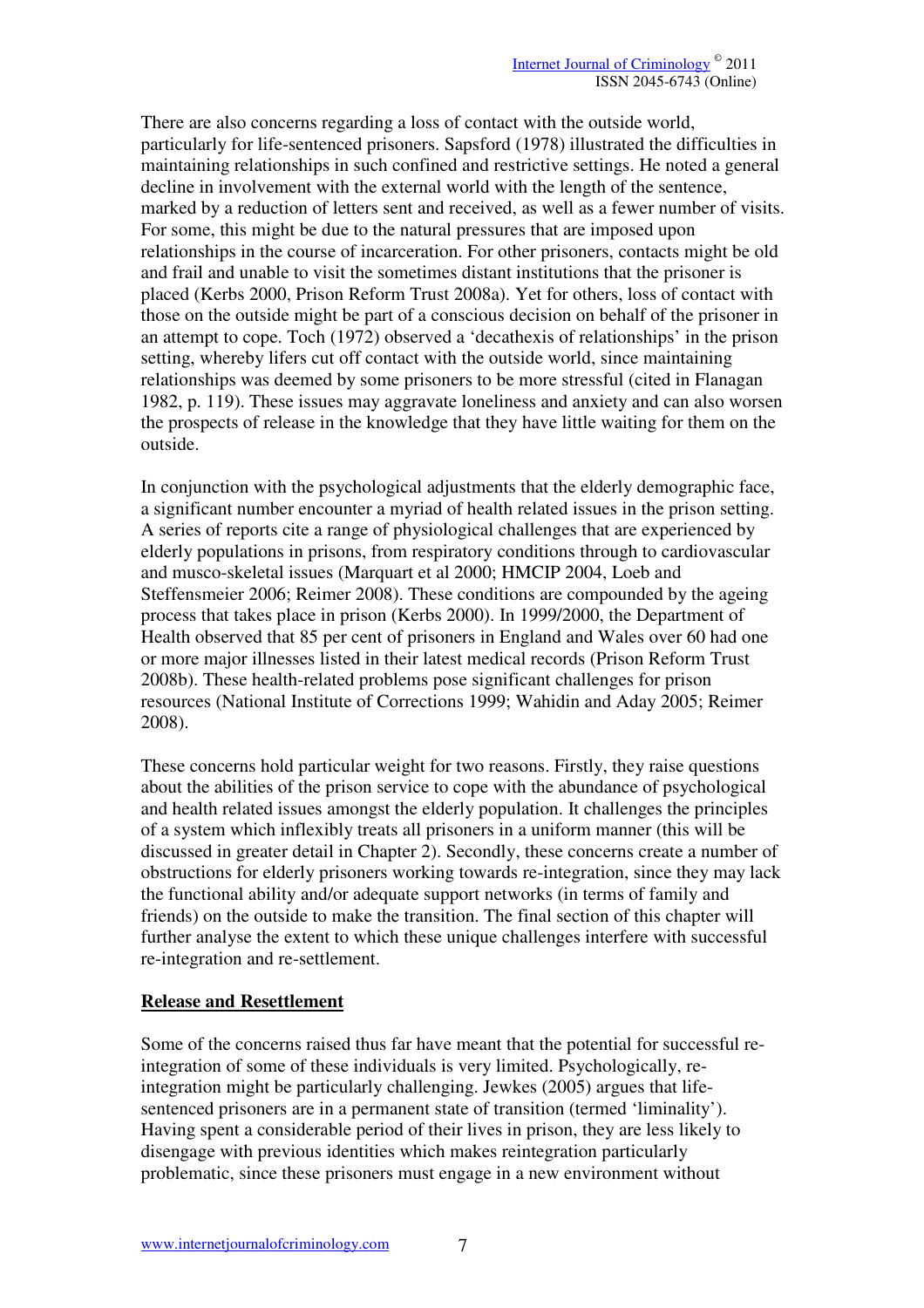There are also concerns regarding a loss of contact with the outside world, particularly for life-sentenced prisoners. Sapsford (1978) illustrated the difficulties in maintaining relationships in such confined and restrictive settings. He noted a general decline in involvement with the external world with the length of the sentence, marked by a reduction of letters sent and received, as well as a fewer number of visits. For some, this might be due to the natural pressures that are imposed upon relationships in the course of incarceration. For other prisoners, contacts might be old and frail and unable to visit the sometimes distant institutions that the prisoner is placed (Kerbs 2000, Prison Reform Trust 2008a). Yet for others, loss of contact with those on the outside might be part of a conscious decision on behalf of the prisoner in an attempt to cope. Toch (1972) observed a 'decathexis of relationships' in the prison setting, whereby lifers cut off contact with the outside world, since maintaining relationships was deemed by some prisoners to be more stressful (cited in Flanagan 1982, p. 119). These issues may aggravate loneliness and anxiety and can also worsen the prospects of release in the knowledge that they have little waiting for them on the outside.

In conjunction with the psychological adjustments that the elderly demographic face, a significant number encounter a myriad of health related issues in the prison setting. A series of reports cite a range of physiological challenges that are experienced by elderly populations in prisons, from respiratory conditions through to cardiovascular and musco-skeletal issues (Marquart et al 2000; HMCIP 2004, Loeb and Steffensmeier 2006; Reimer 2008). These conditions are compounded by the ageing process that takes place in prison (Kerbs 2000). In 1999/2000, the Department of Health observed that 85 per cent of prisoners in England and Wales over 60 had one or more major illnesses listed in their latest medical records (Prison Reform Trust 2008b). These health-related problems pose significant challenges for prison resources (National Institute of Corrections 1999; Wahidin and Aday 2005; Reimer 2008).

These concerns hold particular weight for two reasons. Firstly, they raise questions about the abilities of the prison service to cope with the abundance of psychological and health related issues amongst the elderly population. It challenges the principles of a system which inflexibly treats all prisoners in a uniform manner (this will be discussed in greater detail in Chapter 2). Secondly, these concerns create a number of obstructions for elderly prisoners working towards re-integration, since they may lack the functional ability and/or adequate support networks (in terms of family and friends) on the outside to make the transition. The final section of this chapter will further analyse the extent to which these unique challenges interfere with successful re-integration and re-settlement.

## Release and Resettlement

Some of the concerns raised thus far have meant that the potential for successful re-integration of some of these individuals is very limited. Psychologically, re-integration might be particularly challenging. Jewkes (2005) argues that life-sentenced prisoners are in a permanent state of transition (termed 'liminality'). Having spent a considerable period of their lives in prison, they are less likely to disengage with previous identities which makes reintegration particularly problematic, since these prisoners must engage in a new environment without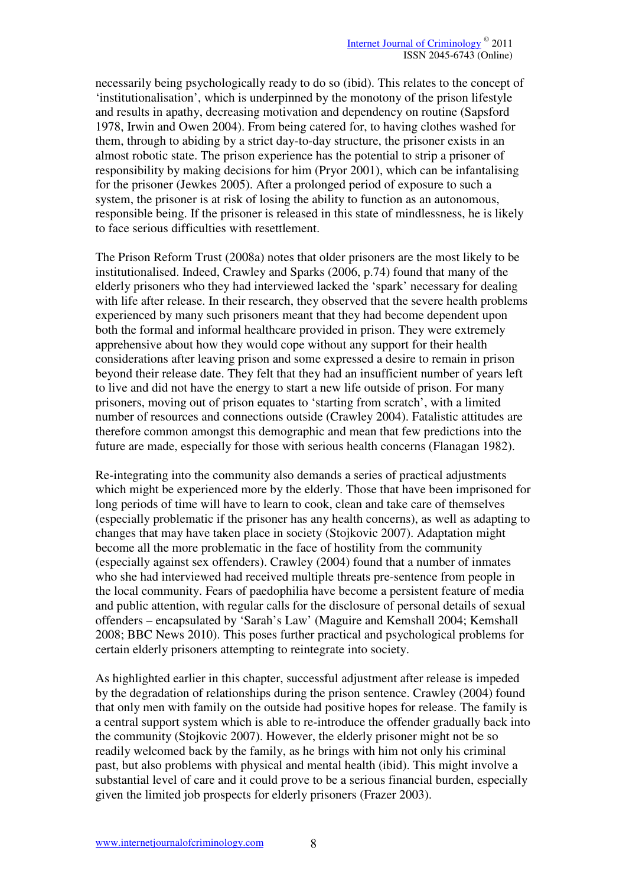necessarily being psychologically ready to do so (ibid). This relates to the concept of 'institutionalisation', which is underpinned by the monotony of the prison lifestyle and results in apathy, decreasing motivation and dependency on routine (Sapsford 1978, Irwin and Owen 2004). From being catered for, to having clothes washed for them, through to abiding by a strict day-to-day structure, the prisoner exists in an almost robotic state. The prison experience has the potential to strip a prisoner of responsibility by making decisions for him (Pryor 2001), which can be infantalising for the prisoner (Jewkes 2005). After a prolonged period of exposure to such a system, the prisoner is at risk of losing the ability to function as an autonomous, responsible being. If the prisoner is released in this state of mindlessness, he is likely to face serious difficulties with resettlement.

The Prison Reform Trust (2008a) notes that older prisoners are the most likely to be institutionalised. Indeed, Crawley and Sparks (2006, p.74) found that many of the elderly prisoners who they had interviewed lacked the 'spark' necessary for dealing with life after release. In their research, they observed that the severe health problems experienced by many such prisoners meant that they had become dependent upon both the formal and informal healthcare provided in prison. They were extremely apprehensive about how they would cope without any support for their health considerations after leaving prison and some expressed a desire to remain in prison beyond their release date. They felt that they had an insufficient number of years left to live and did not have the energy to start a new life outside of prison. For many prisoners, moving out of prison equates to 'starting from scratch', with a limited number of resources and connections outside (Crawley 2004). Fatalistic attitudes are therefore common amongst this demographic and mean that few predictions into the future are made, especially for those with serious health concerns (Flanagan 1982).

Re-integrating into the community also demands a series of practical adjustments which might be experienced more by the elderly. Those that have been imprisoned for long periods of time will have to learn to cook, clean and take care of themselves (especially problematic if the prisoner has any health concerns), as well as adapting to changes that may have taken place in society (Stojkovic 2007). Adaptation might become all the more problematic in the face of hostility from the community (especially against sex offenders). Crawley (2004) found that a number of inmates who she had interviewed had received multiple threats pre-sentence from people in the local community. Fears of paedophilia have become a persistent feature of media and public attention, with regular calls for the disclosure of personal details of sexual offenders – encapsulated by 'Sarah's Law' (Maguire and Kemshall 2004; Kemshall 2008; BBC News 2010). This poses further practical and psychological problems for certain elderly prisoners attempting to reintegrate into society.

As highlighted earlier in this chapter, successful adjustment after release is impeded by the degradation of relationships during the prison sentence. Crawley (2004) found that only men with family on the outside had positive hopes for release. The family is a central support system which is able to re-introduce the offender gradually back into the community (Stojkovic 2007). However, the elderly prisoner might not be so readily welcomed back by the family, as he brings with him not only his criminal past, but also problems with physical and mental health (ibid). This might involve a substantial level of care and it could prove to be a serious financial burden, especially given the limited job prospects for elderly prisoners (Frazer 2003).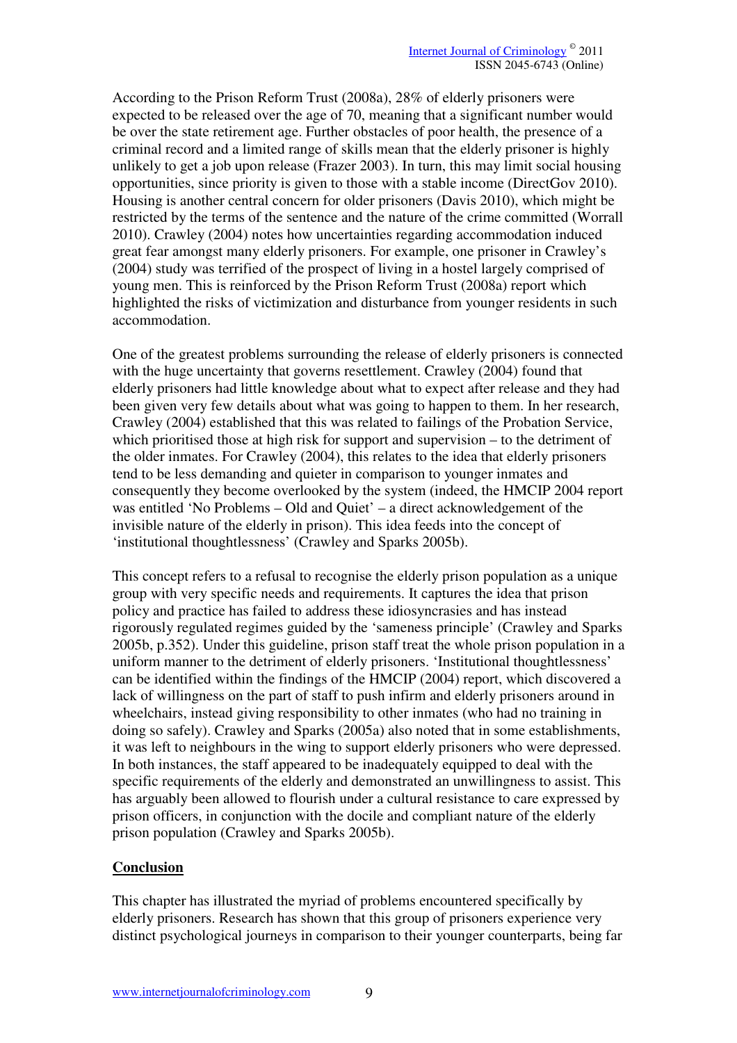According to the Prison Reform Trust (2008a), 28% of elderly prisoners were expected to be released over the age of 70, meaning that a significant number would be over the state retirement age. Further obstacles of poor health, the presence of a criminal record and a limited range of skills mean that the elderly prisoner is highly unlikely to get a job upon release (Frazer 2003). In turn, this may limit social housing opportunities, since priority is given to those with a stable income (DirectGov 2010). Housing is another central concern for older prisoners (Davis 2010), which might be restricted by the terms of the sentence and the nature of the crime committed (Worrall 2010). Crawley (2004) notes how uncertainties regarding accommodation induced great fear amongst many elderly prisoners. For example, one prisoner in Crawley's (2004) study was terrified of the prospect of living in a hostel largely comprised of young men. This is reinforced by the Prison Reform Trust (2008a) report which highlighted the risks of victimization and disturbance from younger residents in such accommodation.

One of the greatest problems surrounding the release of elderly prisoners is connected with the huge uncertainty that governs resettlement. Crawley (2004) found that elderly prisoners had little knowledge about what to expect after release and they had been given very few details about what was going to happen to them. In her research, Crawley (2004) established that this was related to failings of the Probation Service, which prioritised those at high risk for support and supervision – to the detriment of the older inmates. For Crawley (2004), this relates to the idea that elderly prisoners tend to be less demanding and quieter in comparison to younger inmates and consequently they become overlooked by the system (indeed, the HMCIP 2004 report was entitled 'No Problems – Old and Quiet' – a direct acknowledgement of the invisible nature of the elderly in prison). This idea feeds into the concept of 'institutional thoughtlessness' (Crawley and Sparks 2005b).

This concept refers to a refusal to recognise the elderly prison population as a unique group with very specific needs and requirements. It captures the idea that prison policy and practice has failed to address these idiosyncrasies and has instead rigorously regulated regimes guided by the 'sameness principle' (Crawley and Sparks 2005b, p.352). Under this guideline, prison staff treat the whole prison population in a uniform manner to the detriment of elderly prisoners. 'Institutional thoughtlessness' can be identified within the findings of the HMCIP (2004) report, which discovered a lack of willingness on the part of staff to push infirm and elderly prisoners around in wheelchairs, instead giving responsibility to other inmates (who had no training in doing so safely). Crawley and Sparks (2005a) also noted that in some establishments, it was left to neighbours in the wing to support elderly prisoners who were depressed. In both instances, the staff appeared to be inadequately equipped to deal with the specific requirements of the elderly and demonstrated an unwillingness to assist. This has arguably been allowed to flourish under a cultural resistance to care expressed by prison officers, in conjunction with the docile and compliant nature of the elderly prison population (Crawley and Sparks 2005b).

## Conclusion

This chapter has illustrated the myriad of problems encountered specifically by elderly prisoners. Research has shown that this group of prisoners experience very distinct psychological journeys in comparison to their younger counterparts, being far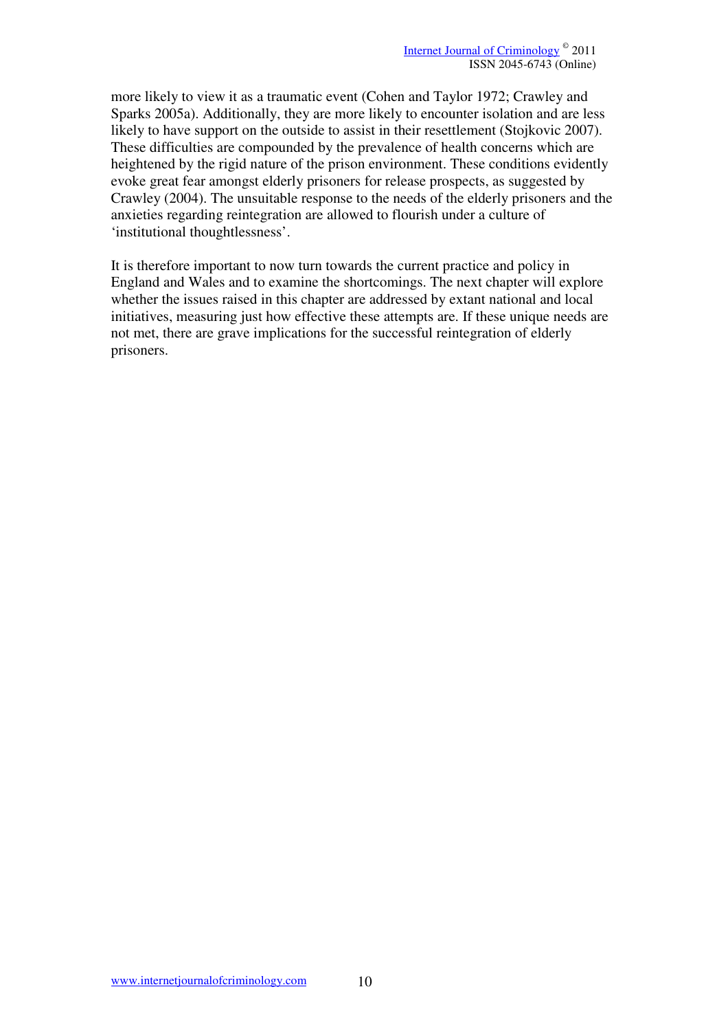more likely to view it as a traumatic event (Cohen and Taylor 1972; Crawley and Sparks 2005a). Additionally, they are more likely to encounter isolation and are less likely to have support on the outside to assist in their resettlement (Stojkovic 2007). These difficulties are compounded by the prevalence of health concerns which are heightened by the rigid nature of the prison environment. These conditions evidently evoke great fear amongst elderly prisoners for release prospects, as suggested by Crawley (2004). The unsuitable response to the needs of the elderly prisoners and the anxieties regarding reintegration are allowed to flourish under a culture of 'institutional thoughtlessness'.

It is therefore important to now turn towards the current practice and policy in England and Wales and to examine the shortcomings. The next chapter will explore whether the issues raised in this chapter are addressed by extant national and local initiatives, measuring just how effective these attempts are. If these unique needs are not met, there are grave implications for the successful reintegration of elderly prisoners.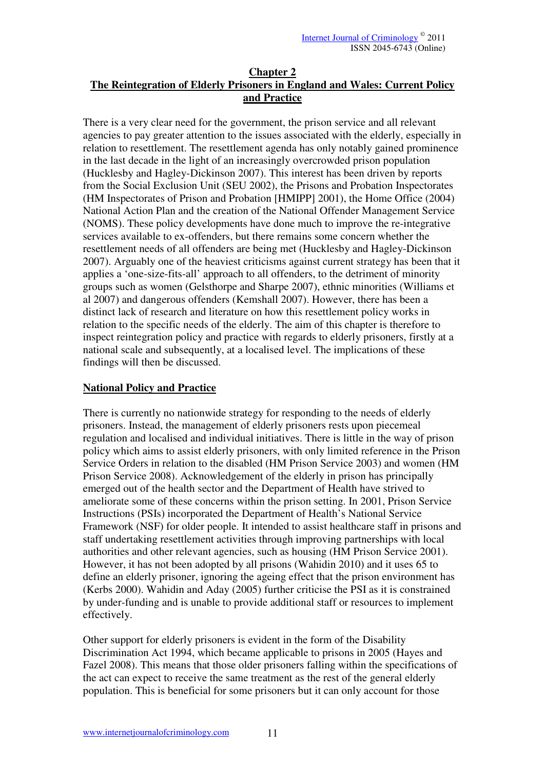## Chapter 2

## The Reintegration of Elderly Prisoners in England and Wales: Current Policy and Practice

There is a very clear need for the government, the prison service and all relevant agencies to pay greater attention to the issues associated with the elderly, especially in relation to resettlement. The resettlement agenda has only notably gained prominence in the last decade in the light of an increasingly overcrowded prison population (Hucklesby and Hagley-Dickinson 2007). This interest has been driven by reports from the Social Exclusion Unit (SEU 2002), the Prisons and Probation Inspectorates (HM Inspectorates of Prison and Probation [HMIPP] 2001), the Home Office (2004) National Action Plan and the creation of the National Offender Management Service (NOMS). These policy developments have done much to improve the re-integrative services available to ex-offenders, but there remains some concern whether the resettlement needs of all offenders are being met (Hucklesby and Hagley-Dickinson 2007). Arguably one of the heaviest criticisms against current strategy has been that it applies a 'one-size-fits-all' approach to all offenders, to the detriment of minority groups such as women (Gelsthorpe and Sharpe 2007), ethnic minorities (Williams et al 2007) and dangerous offenders (Kemshall 2007). However, there has been a distinct lack of research and literature on how this resettlement policy works in relation to the specific needs of the elderly. The aim of this chapter is therefore to inspect reintegration policy and practice with regards to elderly prisoners, firstly at a national scale and subsequently, at a localised level. The implications of these findings will then be discussed.

### National Policy and Practice

There is currently no nationwide strategy for responding to the needs of elderly prisoners. Instead, the management of elderly prisoners rests upon piecemeal regulation and localised and individual initiatives. There is little in the way of prison policy which aims to assist elderly prisoners, with only limited reference in the Prison Service Orders in relation to the disabled (HM Prison Service 2003) and women (HM Prison Service 2008). Acknowledgement of the elderly in prison has principally emerged out of the health sector and the Department of Health have strived to ameliorate some of these concerns within the prison setting. In 2001, Prison Service Instructions (PSIs) incorporated the Department of Health's National Service Framework (NSF) for older people. It intended to assist healthcare staff in prisons and staff undertaking resettlement activities through improving partnerships with local authorities and other relevant agencies, such as housing (HM Prison Service 2001). However, it has not been adopted by all prisons (Wahidin 2010) and it uses 65 to define an elderly prisoner, ignoring the ageing effect that the prison environment has (Kerbs 2000). Wahidin and Aday (2005) further criticise the PSI as it is constrained by under-funding and is unable to provide additional staff or resources to implement effectively.

Other support for elderly prisoners is evident in the form of the Disability Discrimination Act 1994, which became applicable to prisons in 2005 (Hayes and Fazel 2008). This means that those older prisoners falling within the specifications of the act can expect to receive the same treatment as the rest of the general elderly population. This is beneficial for some prisoners but it can only account for those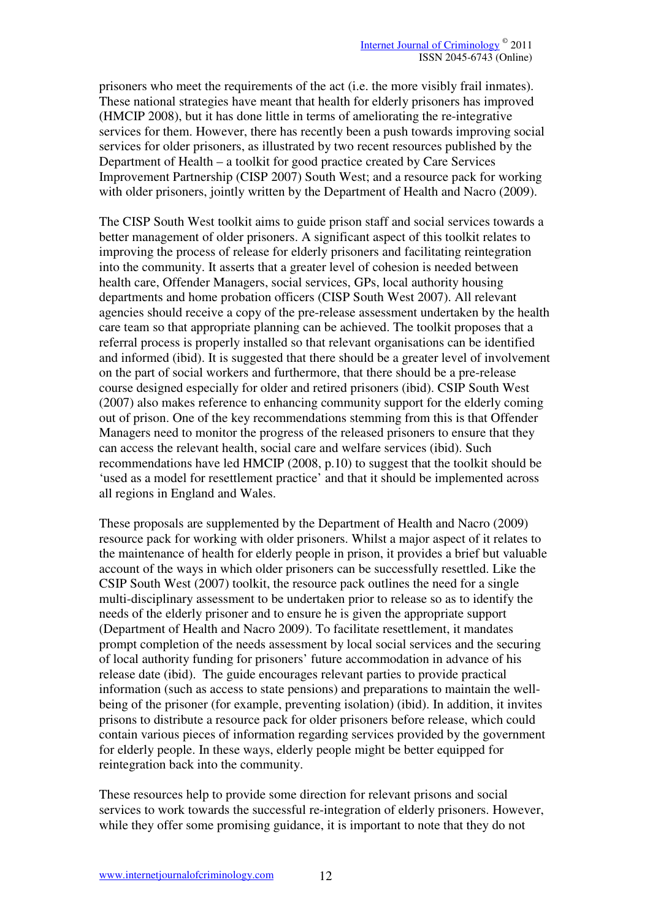prisoners who meet the requirements of the act (i.e. the more visibly frail inmates). These national strategies have meant that health for elderly prisoners has improved (HMCIP 2008), but it has done little in terms of ameliorating the re-integrative services for them. However, there has recently been a push towards improving social services for older prisoners, as illustrated by two recent resources published by the Department of Health – a toolkit for good practice created by Care Services Improvement Partnership (CISP 2007) South West; and a resource pack for working with older prisoners, jointly written by the Department of Health and Nacro (2009).

The CISP South West toolkit aims to guide prison staff and social services towards a better management of older prisoners. A significant aspect of this toolkit relates to improving the process of release for elderly prisoners and facilitating reintegration into the community. It asserts that a greater level of cohesion is needed between health care, Offender Managers, social services, GPs, local authority housing departments and home probation officers (CISP South West 2007). All relevant agencies should receive a copy of the pre-release assessment undertaken by the health care team so that appropriate planning can be achieved. The toolkit proposes that a referral process is properly installed so that relevant organisations can be identified and informed (ibid). It is suggested that there should be a greater level of involvement on the part of social workers and furthermore, that there should be a pre-release course designed especially for older and retired prisoners (ibid). CSIP South West (2007) also makes reference to enhancing community support for the elderly coming out of prison. One of the key recommendations stemming from this is that Offender Managers need to monitor the progress of the released prisoners to ensure that they can access the relevant health, social care and welfare services (ibid). Such recommendations have led HMCIP (2008, p.10) to suggest that the toolkit should be 'used as a model for resettlement practice' and that it should be implemented across all regions in England and Wales.

These proposals are supplemented by the Department of Health and Nacro (2009) resource pack for working with older prisoners. Whilst a major aspect of it relates to the maintenance of health for elderly people in prison, it provides a brief but valuable account of the ways in which older prisoners can be successfully resettled. Like the CSIP South West (2007) toolkit, the resource pack outlines the need for a single multi-disciplinary assessment to be undertaken prior to release so as to identify the needs of the elderly prisoner and to ensure he is given the appropriate support (Department of Health and Nacro 2009). To facilitate resettlement, it mandates prompt completion of the needs assessment by local social services and the securing of local authority funding for prisoners' future accommodation in advance of his release date (ibid). The guide encourages relevant parties to provide practical information (such as access to state pensions) and preparations to maintain the well-being of the prisoner (for example, preventing isolation) (ibid). In addition, it invites prisons to distribute a resource pack for older prisoners before release, which could contain various pieces of information regarding services provided by the government for elderly people. In these ways, elderly people might be better equipped for reintegration back into the community.

These resources help to provide some direction for relevant prisons and social services to work towards the successful re-integration of elderly prisoners. However, while they offer some promising guidance, it is important to note that they do not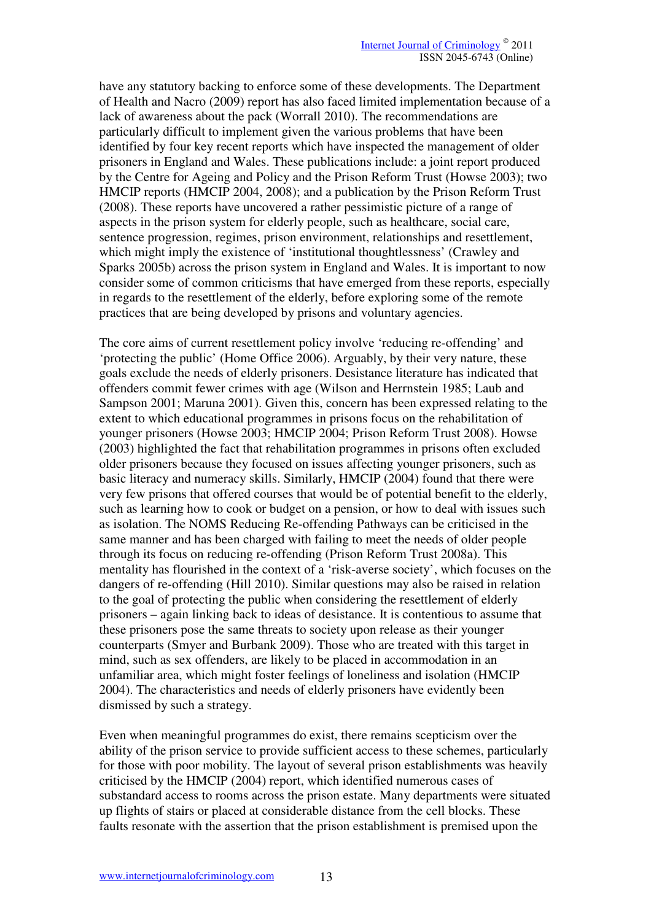have any statutory backing to enforce some of these developments. The Department of Health and Nacro (2009) report has also faced limited implementation because of a lack of awareness about the pack (Worrall 2010). The recommendations are particularly difficult to implement given the various problems that have been identified by four key recent reports which have inspected the management of older prisoners in England and Wales. These publications include: a joint report produced by the Centre for Ageing and Policy and the Prison Reform Trust (Howse 2003); two HMCIP reports (HMCIP 2004, 2008); and a publication by the Prison Reform Trust (2008). These reports have uncovered a rather pessimistic picture of a range of aspects in the prison system for elderly people, such as healthcare, social care, sentence progression, regimes, prison environment, relationships and resettlement, which might imply the existence of 'institutional thoughtlessness' (Crawley and Sparks 2005b) across the prison system in England and Wales. It is important to now consider some of common criticisms that have emerged from these reports, especially in regards to the resettlement of the elderly, before exploring some of the remote practices that are being developed by prisons and voluntary agencies.

The core aims of current resettlement policy involve 'reducing re-offending' and 'protecting the public' (Home Office 2006). Arguably, by their very nature, these goals exclude the needs of elderly prisoners. Desistance literature has indicated that offenders commit fewer crimes with age (Wilson and Herrnstein 1985; Laub and Sampson 2001; Maruna 2001). Given this, concern has been expressed relating to the extent to which educational programmes in prisons focus on the rehabilitation of younger prisoners (Howse 2003; HMCIP 2004; Prison Reform Trust 2008). Howse (2003) highlighted the fact that rehabilitation programmes in prisons often excluded older prisoners because they focused on issues affecting younger prisoners, such as basic literacy and numeracy skills. Similarly, HMCIP (2004) found that there were very few prisons that offered courses that would be of potential benefit to the elderly, such as learning how to cook or budget on a pension, or how to deal with issues such as isolation. The NOMS Reducing Re-offending Pathways can be criticised in the same manner and has been charged with failing to meet the needs of older people through its focus on reducing re-offending (Prison Reform Trust 2008a). This mentality has flourished in the context of a 'risk-averse society', which focuses on the dangers of re-offending (Hill 2010). Similar questions may also be raised in relation to the goal of protecting the public when considering the resettlement of elderly prisoners – again linking back to ideas of desistance. It is contentious to assume that these prisoners pose the same threats to society upon release as their younger counterparts (Smyer and Burbank 2009). Those who are treated with this target in mind, such as sex offenders, are likely to be placed in accommodation in an unfamiliar area, which might foster feelings of loneliness and isolation (HMCIP 2004). The characteristics and needs of elderly prisoners have evidently been dismissed by such a strategy.

Even when meaningful programmes do exist, there remains scepticism over the ability of the prison service to provide sufficient access to these schemes, particularly for those with poor mobility. The layout of several prison establishments was heavily criticised by the HMCIP (2004) report, which identified numerous cases of substandard access to rooms across the prison estate. Many departments were situated up flights of stairs or placed at considerable distance from the cell blocks. These faults resonate with the assertion that the prison establishment is premised upon the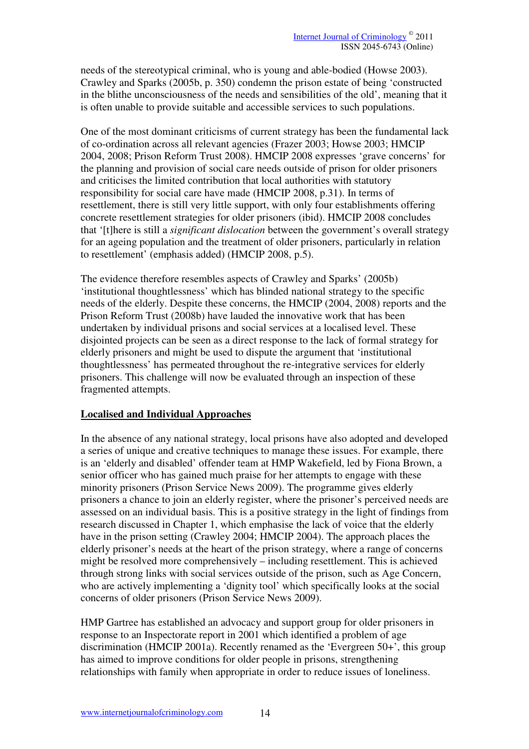needs of the stereotypical criminal, who is young and able-bodied (Howse 2003). Crawley and Sparks (2005b, p. 350) condemn the prison estate of being 'constructed in the blithe unconsciousness of the needs and sensibilities of the old', meaning that it is often unable to provide suitable and accessible services to such populations.

One of the most dominant criticisms of current strategy has been the fundamental lack of co-ordination across all relevant agencies (Frazer 2003; Howse 2003; HMCIP 2004, 2008; Prison Reform Trust 2008). HMCIP 2008 expresses 'grave concerns' for the planning and provision of social care needs outside of prison for older prisoners and criticises the limited contribution that local authorities with statutory responsibility for social care have made (HMCIP 2008, p.31). In terms of resettlement, there is still very little support, with only four establishments offering concrete resettlement strategies for older prisoners (ibid). HMCIP 2008 concludes that '[t]here is still a *significant dislocation* between the government's overall strategy for an ageing population and the treatment of older prisoners, particularly in relation to resettlement' (emphasis added) (HMCIP 2008, p.5).

The evidence therefore resembles aspects of Crawley and Sparks' (2005b) 'institutional thoughtlessness' which has blinded national strategy to the specific needs of the elderly. Despite these concerns, the HMCIP (2004, 2008) reports and the Prison Reform Trust (2008b) have lauded the innovative work that has been undertaken by individual prisons and social services at a localised level. These disjointed projects can be seen as a direct response to the lack of formal strategy for elderly prisoners and might be used to dispute the argument that 'institutional thoughtlessness' has permeated throughout the re-integrative services for elderly prisoners. This challenge will now be evaluated through an inspection of these fragmented attempts.

## Localised and Individual Approaches

In the absence of any national strategy, local prisons have also adopted and developed a series of unique and creative techniques to manage these issues. For example, there is an 'elderly and disabled' offender team at HMP Wakefield, led by Fiona Brown, a senior officer who has gained much praise for her attempts to engage with these minority prisoners (Prison Service News 2009). The programme gives elderly prisoners a chance to join an elderly register, where the prisoner's perceived needs are assessed on an individual basis. This is a positive strategy in the light of findings from research discussed in Chapter 1, which emphasise the lack of voice that the elderly have in the prison setting (Crawley 2004; HMCIP 2004). The approach places the elderly prisoner's needs at the heart of the prison strategy, where a range of concerns might be resolved more comprehensively – including resettlement. This is achieved through strong links with social services outside of the prison, such as Age Concern, who are actively implementing a 'dignity tool' which specifically looks at the social concerns of older prisoners (Prison Service News 2009).

HMP Gartree has established an advocacy and support group for older prisoners in response to an Inspectorate report in 2001 which identified a problem of age discrimination (HMCIP 2001a). Recently renamed as the 'Evergreen 50+', this group has aimed to improve conditions for older people in prisons, strengthening relationships with family when appropriate in order to reduce issues of loneliness.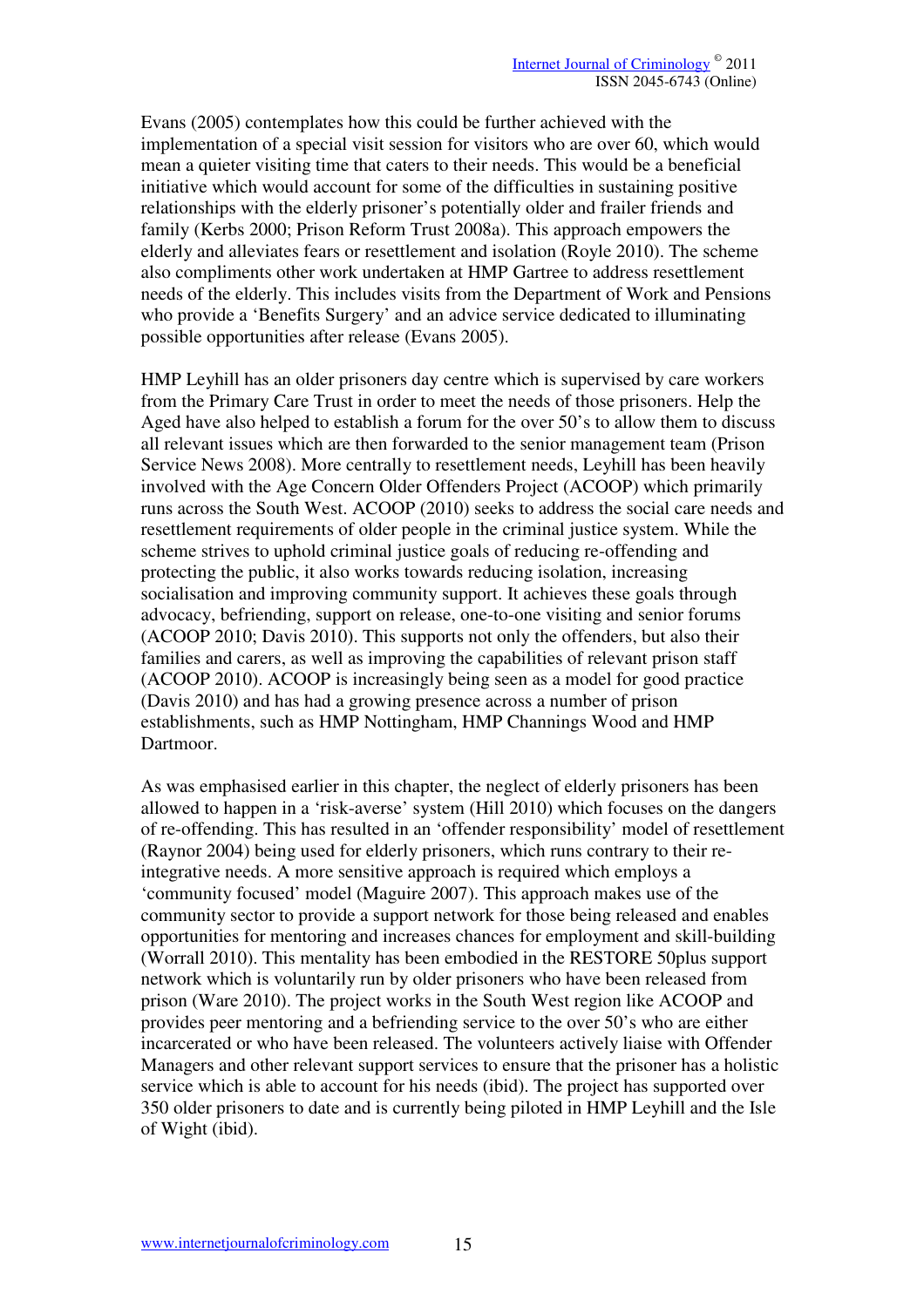Evans (2005) contemplates how this could be further achieved with the implementation of a special visit session for visitors who are over 60, which would mean a quieter visiting time that caters to their needs. This would be a beneficial initiative which would account for some of the difficulties in sustaining positive relationships with the elderly prisoner's potentially older and frailer friends and family (Kerbs 2000; Prison Reform Trust 2008a). This approach empowers the elderly and alleviates fears or resettlement and isolation (Royle 2010). The scheme also compliments other work undertaken at HMP Gartree to address resettlement needs of the elderly. This includes visits from the Department of Work and Pensions who provide a 'Benefits Surgery' and an advice service dedicated to illuminating possible opportunities after release (Evans 2005).

HMP Leyhill has an older prisoners day centre which is supervised by care workers from the Primary Care Trust in order to meet the needs of those prisoners. Help the Aged have also helped to establish a forum for the over 50's to allow them to discuss all relevant issues which are then forwarded to the senior management team (Prison Service News 2008). More centrally to resettlement needs, Leyhill has been heavily involved with the Age Concern Older Offenders Project (ACOOP) which primarily runs across the South West. ACOOP (2010) seeks to address the social care needs and resettlement requirements of older people in the criminal justice system. While the scheme strives to uphold criminal justice goals of reducing re-offending and protecting the public, it also works towards reducing isolation, increasing socialisation and improving community support. It achieves these goals through advocacy, befriending, support on release, one-to-one visiting and senior forums (ACOOP 2010; Davis 2010). This supports not only the offenders, but also their families and carers, as well as improving the capabilities of relevant prison staff (ACOOP 2010). ACOOP is increasingly being seen as a model for good practice (Davis 2010) and has had a growing presence across a number of prison establishments, such as HMP Nottingham, HMP Channings Wood and HMP Dartmoor.

As was emphasised earlier in this chapter, the neglect of elderly prisoners has been allowed to happen in a 'risk-averse' system (Hill 2010) which focuses on the dangers of re-offending. This has resulted in an 'offender responsibility' model of resettlement (Raynor 2004) being used for elderly prisoners, which runs contrary to their re-integrative needs. A more sensitive approach is required which employs a 'community focused' model (Maguire 2007). This approach makes use of the community sector to provide a support network for those being released and enables opportunities for mentoring and increases chances for employment and skill-building (Worrall 2010). This mentality has been embodied in the RESTORE 50plus support network which is voluntarily run by older prisoners who have been released from prison (Ware 2010). The project works in the South West region like ACOOP and provides peer mentoring and a befriending service to the over 50's who are either incarcerated or who have been released. The volunteers actively liaise with Offender Managers and other relevant support services to ensure that the prisoner has a holistic service which is able to account for his needs (ibid). The project has supported over 350 older prisoners to date and is currently being piloted in HMP Leyhill and the Isle of Wight (ibid).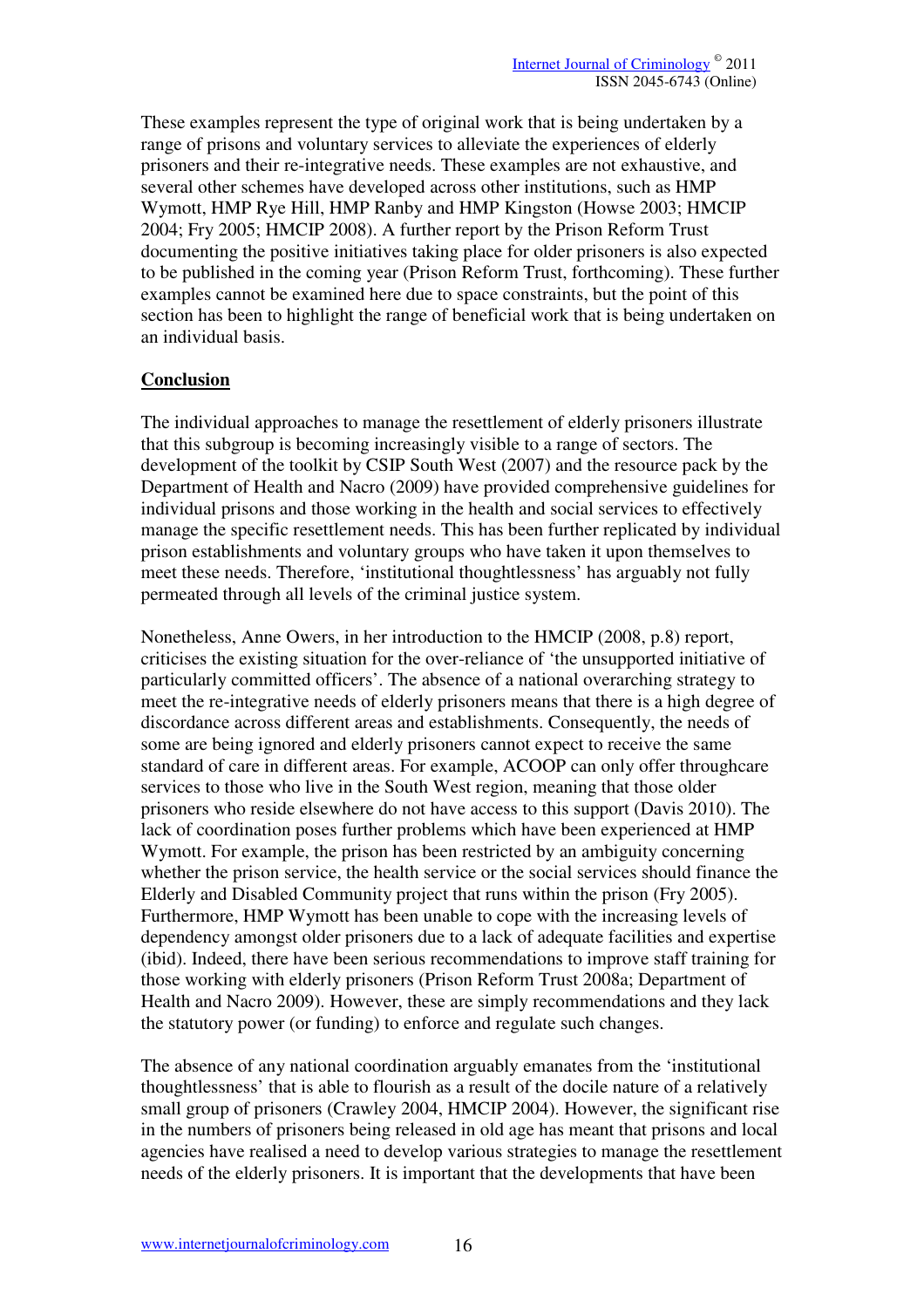These examples represent the type of original work that is being undertaken by a range of prisons and voluntary services to alleviate the experiences of elderly prisoners and their re-integrative needs. These examples are not exhaustive, and several other schemes have developed across other institutions, such as HMP Wymott, HMP Rye Hill, HMP Ranby and HMP Kingston (Howse 2003; HMCIP 2004; Fry 2005; HMCIP 2008). A further report by the Prison Reform Trust documenting the positive initiatives taking place for older prisoners is also expected to be published in the coming year (Prison Reform Trust, forthcoming). These further examples cannot be examined here due to space constraints, but the point of this section has been to highlight the range of beneficial work that is being undertaken on an individual basis.

## Conclusion

The individual approaches to manage the resettlement of elderly prisoners illustrate that this subgroup is becoming increasingly visible to a range of sectors. The development of the toolkit by CSIP South West (2007) and the resource pack by the Department of Health and Nacro (2009) have provided comprehensive guidelines for individual prisons and those working in the health and social services to effectively manage the specific resettlement needs. This has been further replicated by individual prison establishments and voluntary groups who have taken it upon themselves to meet these needs. Therefore, 'institutional thoughtlessness' has arguably not fully permeated through all levels of the criminal justice system.

Nonetheless, Anne Owers, in her introduction to the HMCIP (2008, p.8) report, criticises the existing situation for the over-reliance of 'the unsupported initiative of particularly committed officers'. The absence of a national overarching strategy to meet the re-integrative needs of elderly prisoners means that there is a high degree of discordance across different areas and establishments. Consequently, the needs of some are being ignored and elderly prisoners cannot expect to receive the same standard of care in different areas. For example, ACOOP can only offer throughcare services to those who live in the South West region, meaning that those older prisoners who reside elsewhere do not have access to this support (Davis 2010). The lack of coordination poses further problems which have been experienced at HMP Wymott. For example, the prison has been restricted by an ambiguity concerning whether the prison service, the health service or the social services should finance the Elderly and Disabled Community project that runs within the prison (Fry 2005). Furthermore, HMP Wymott has been unable to cope with the increasing levels of dependency amongst older prisoners due to a lack of adequate facilities and expertise (ibid). Indeed, there have been serious recommendations to improve staff training for those working with elderly prisoners (Prison Reform Trust 2008a; Department of Health and Nacro 2009). However, these are simply recommendations and they lack the statutory power (or funding) to enforce and regulate such changes.

The absence of any national coordination arguably emanates from the 'institutional thoughtlessness' that is able to flourish as a result of the docile nature of a relatively small group of prisoners (Crawley 2004, HMCIP 2004). However, the significant rise in the numbers of prisoners being released in old age has meant that prisons and local agencies have realised a need to develop various strategies to manage the resettlement needs of the elderly prisoners. It is important that the developments that have been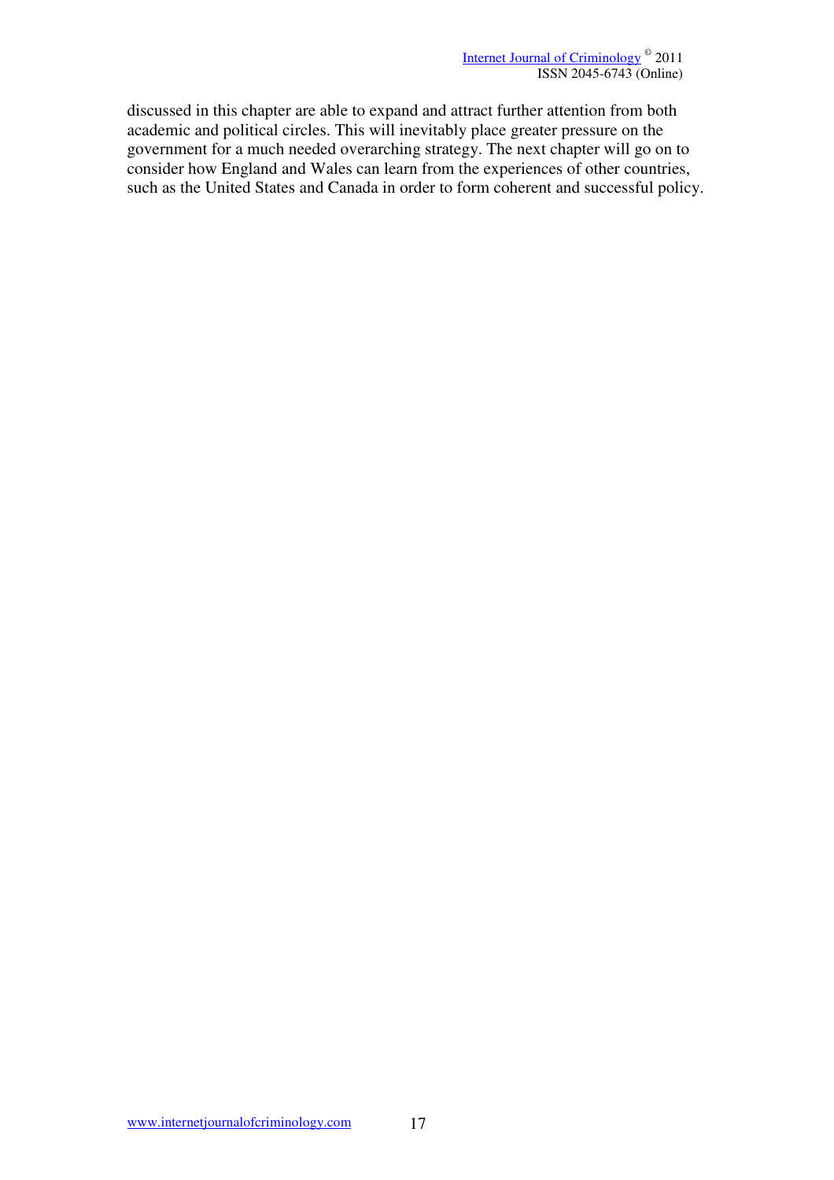discussed in this chapter are able to expand and attract further attention from both academic and political circles. This will inevitably place greater pressure on the government for a much needed overarching strategy. The next chapter will go on to consider how England and Wales can learn from the experiences of other countries, such as the United States and Canada in order to form coherent and successful policy.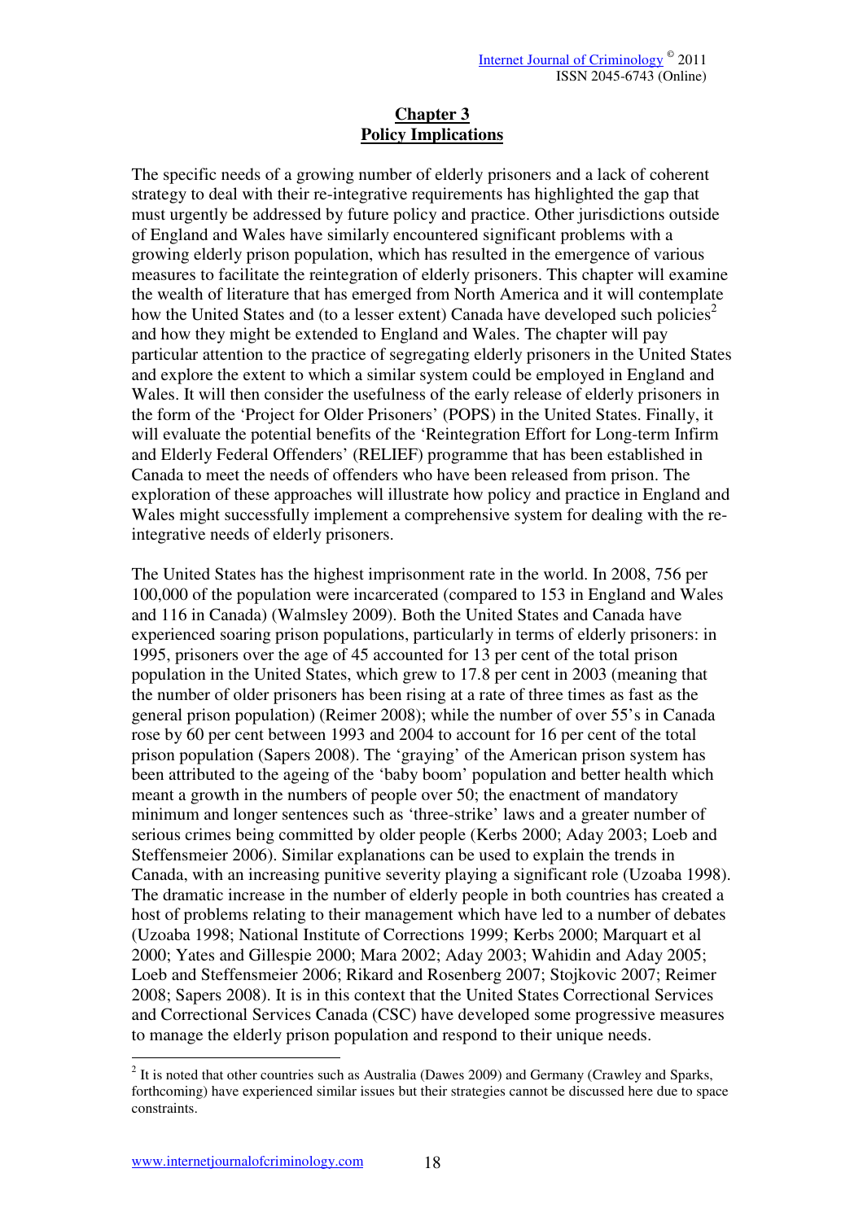## Chapter 3
## Policy Implications

The specific needs of a growing number of elderly prisoners and a lack of coherent strategy to deal with their re-integrative requirements has highlighted the gap that must urgently be addressed by future policy and practice. Other jurisdictions outside of England and Wales have similarly encountered significant problems with a growing elderly prison population, which has resulted in the emergence of various measures to facilitate the reintegration of elderly prisoners. This chapter will examine the wealth of literature that has emerged from North America and it will contemplate how the United States and (to a lesser extent) Canada have developed such policies[2] and how they might be extended to England and Wales. The chapter will pay particular attention to the practice of segregating elderly prisoners in the United States and explore the extent to which a similar system could be employed in England and Wales. It will then consider the usefulness of the early release of elderly prisoners in the form of the 'Project for Older Prisoners' (POPS) in the United States. Finally, it will evaluate the potential benefits of the 'Reintegration Effort for Long-term Infirm and Elderly Federal Offenders' (RELIEF) programme that has been established in Canada to meet the needs of offenders who have been released from prison. The exploration of these approaches will illustrate how policy and practice in England and Wales might successfully implement a comprehensive system for dealing with the re-integrative needs of elderly prisoners.

The United States has the highest imprisonment rate in the world. In 2008, 756 per 100,000 of the population were incarcerated (compared to 153 in England and Wales and 116 in Canada) (Walmsley 2009). Both the United States and Canada have experienced soaring prison populations, particularly in terms of elderly prisoners: in 1995, prisoners over the age of 45 accounted for 13 per cent of the total prison population in the United States, which grew to 17.8 per cent in 2003 (meaning that the number of older prisoners has been rising at a rate of three times as fast as the general prison population) (Reimer 2008); while the number of over 55's in Canada rose by 60 per cent between 1993 and 2004 to account for 16 per cent of the total prison population (Sapers 2008). The 'graying' of the American prison system has been attributed to the ageing of the 'baby boom' population and better health which meant a growth in the numbers of people over 50; the enactment of mandatory minimum and longer sentences such as 'three-strike' laws and a greater number of serious crimes being committed by older people (Kerbs 2000; Aday 2003; Loeb and Steffensmeier 2006). Similar explanations can be used to explain the trends in Canada, with an increasing punitive severity playing a significant role (Uzoaba 1998). The dramatic increase in the number of elderly people in both countries has created a host of problems relating to their management which have led to a number of debates (Uzoaba 1998; National Institute of Corrections 1999; Kerbs 2000; Marquart et al 2000; Yates and Gillespie 2000; Mara 2002; Aday 2003; Wahidin and Aday 2005; Loeb and Steffensmeier 2006; Rikard and Rosenberg 2007; Stojkovic 2007; Reimer 2008; Sapers 2008). It is in this context that the United States Correctional Services and Correctional Services Canada (CSC) have developed some progressive measures to manage the elderly prison population and respond to their unique needs.

[2] It is noted that other countries such as Australia (Dawes 2009) and Germany (Crawley and Sparks, forthcoming) have experienced similar issues but their strategies cannot be discussed here due to space constraints.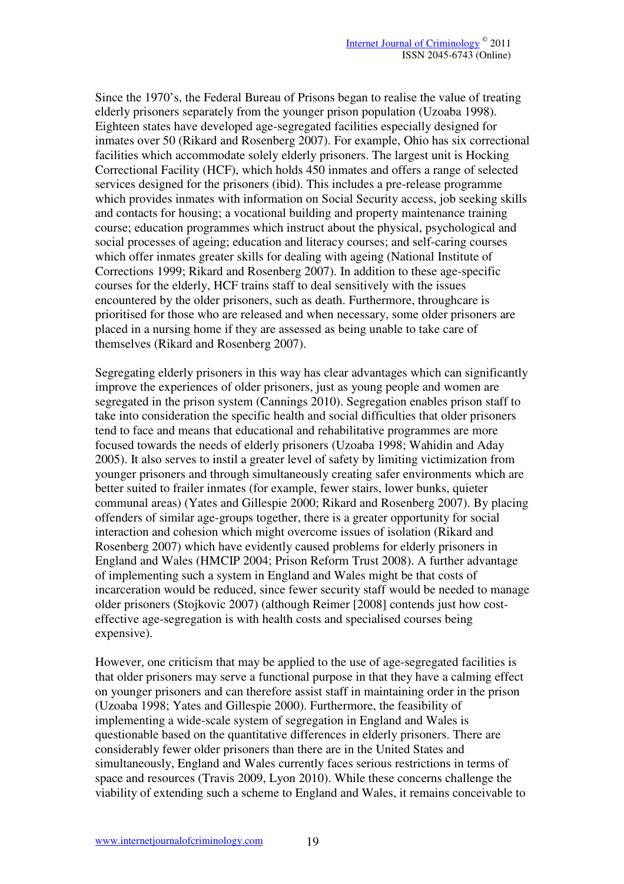Since the 1970's, the Federal Bureau of Prisons began to realise the value of treating elderly prisoners separately from the younger prison population (Uzoaba 1998). Eighteen states have developed age-segregated facilities especially designed for inmates over 50 (Rikard and Rosenberg 2007). For example, Ohio has six correctional facilities which accommodate solely elderly prisoners. The largest unit is Hocking Correctional Facility (HCF), which holds 450 inmates and offers a range of selected services designed for the prisoners (ibid). This includes a pre-release programme which provides inmates with information on Social Security access, job seeking skills and contacts for housing; a vocational building and property maintenance training course; education programmes which instruct about the physical, psychological and social processes of ageing; education and literacy courses; and self-caring courses which offer inmates greater skills for dealing with ageing (National Institute of Corrections 1999; Rikard and Rosenberg 2007). In addition to these age-specific courses for the elderly, HCF trains staff to deal sensitively with the issues encountered by the older prisoners, such as death. Furthermore, throughcare is prioritised for those who are released and when necessary, some older prisoners are placed in a nursing home if they are assessed as being unable to take care of themselves (Rikard and Rosenberg 2007).

Segregating elderly prisoners in this way has clear advantages which can significantly improve the experiences of older prisoners, just as young people and women are segregated in the prison system (Cannings 2010). Segregation enables prison staff to take into consideration the specific health and social difficulties that older prisoners tend to face and means that educational and rehabilitative programmes are more focused towards the needs of elderly prisoners (Uzoaba 1998; Wahidin and Aday 2005). It also serves to instil a greater level of safety by limiting victimization from younger prisoners and through simultaneously creating safer environments which are better suited to frailer inmates (for example, fewer stairs, lower bunks, quieter communal areas) (Yates and Gillespie 2000; Rikard and Rosenberg 2007). By placing offenders of similar age-groups together, there is a greater opportunity for social interaction and cohesion which might overcome issues of isolation (Rikard and Rosenberg 2007) which have evidently caused problems for elderly prisoners in England and Wales (HMCIP 2004; Prison Reform Trust 2008). A further advantage of implementing such a system in England and Wales might be that costs of incarceration would be reduced, since fewer security staff would be needed to manage older prisoners (Stojkovic 2007) (although Reimer [2008] contends just how cost-effective age-segregation is with health costs and specialised courses being expensive).

However, one criticism that may be applied to the use of age-segregated facilities is that older prisoners may serve a functional purpose in that they have a calming effect on younger prisoners and can therefore assist staff in maintaining order in the prison (Uzoaba 1998; Yates and Gillespie 2000). Furthermore, the feasibility of implementing a wide-scale system of segregation in England and Wales is questionable based on the quantitative differences in elderly prisoners. There are considerably fewer older prisoners than there are in the United States and simultaneously, England and Wales currently faces serious restrictions in terms of space and resources (Travis 2009, Lyon 2010). While these concerns challenge the viability of extending such a scheme to England and Wales, it remains conceivable to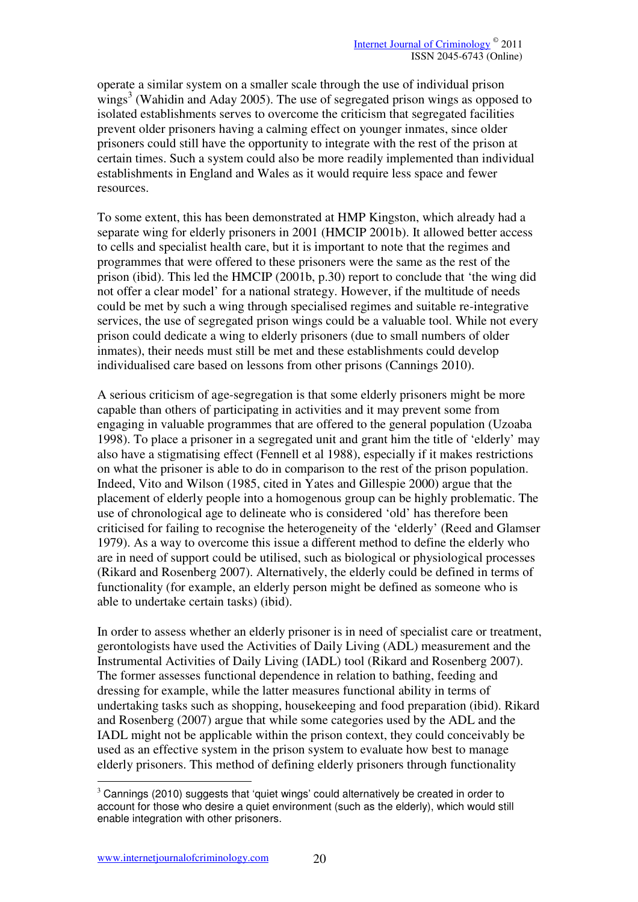operate a similar system on a smaller scale through the use of individual prison wings[3] (Wahidin and Aday 2005). The use of segregated prison wings as opposed to isolated establishments serves to overcome the criticism that segregated facilities prevent older prisoners having a calming effect on younger inmates, since older prisoners could still have the opportunity to integrate with the rest of the prison at certain times. Such a system could also be more readily implemented than individual establishments in England and Wales as it would require less space and fewer resources.

To some extent, this has been demonstrated at HMP Kingston, which already had a separate wing for elderly prisoners in 2001 (HMCIP 2001b). It allowed better access to cells and specialist health care, but it is important to note that the regimes and programmes that were offered to these prisoners were the same as the rest of the prison (ibid). This led the HMCIP (2001b, p.30) report to conclude that 'the wing did not offer a clear model' for a national strategy. However, if the multitude of needs could be met by such a wing through specialised regimes and suitable re-integrative services, the use of segregated prison wings could be a valuable tool. While not every prison could dedicate a wing to elderly prisoners (due to small numbers of older inmates), their needs must still be met and these establishments could develop individualised care based on lessons from other prisons (Cannings 2010).

A serious criticism of age-segregation is that some elderly prisoners might be more capable than others of participating in activities and it may prevent some from engaging in valuable programmes that are offered to the general population (Uzoaba 1998). To place a prisoner in a segregated unit and grant him the title of 'elderly' may also have a stigmatising effect (Fennell et al 1988), especially if it makes restrictions on what the prisoner is able to do in comparison to the rest of the prison population. Indeed, Vito and Wilson (1985, cited in Yates and Gillespie 2000) argue that the placement of elderly people into a homogenous group can be highly problematic. The use of chronological age to delineate who is considered 'old' has therefore been criticised for failing to recognise the heterogeneity of the 'elderly' (Reed and Glamser 1979). As a way to overcome this issue a different method to define the elderly who are in need of support could be utilised, such as biological or physiological processes (Rikard and Rosenberg 2007). Alternatively, the elderly could be defined in terms of functionality (for example, an elderly person might be defined as someone who is able to undertake certain tasks) (ibid).

In order to assess whether an elderly prisoner is in need of specialist care or treatment, gerontologists have used the Activities of Daily Living (ADL) measurement and the Instrumental Activities of Daily Living (IADL) tool (Rikard and Rosenberg 2007). The former assesses functional dependence in relation to bathing, feeding and dressing for example, while the latter measures functional ability in terms of undertaking tasks such as shopping, housekeeping and food preparation (ibid). Rikard and Rosenberg (2007) argue that while some categories used by the ADL and the IADL might not be applicable within the prison context, they could conceivably be used as an effective system in the prison system to evaluate how best to manage elderly prisoners. This method of defining elderly prisoners through functionality

[3] Cannings (2010) suggests that 'quiet wings' could alternatively be created in order to account for those who desire a quiet environment (such as the elderly), which would still enable integration with other prisoners.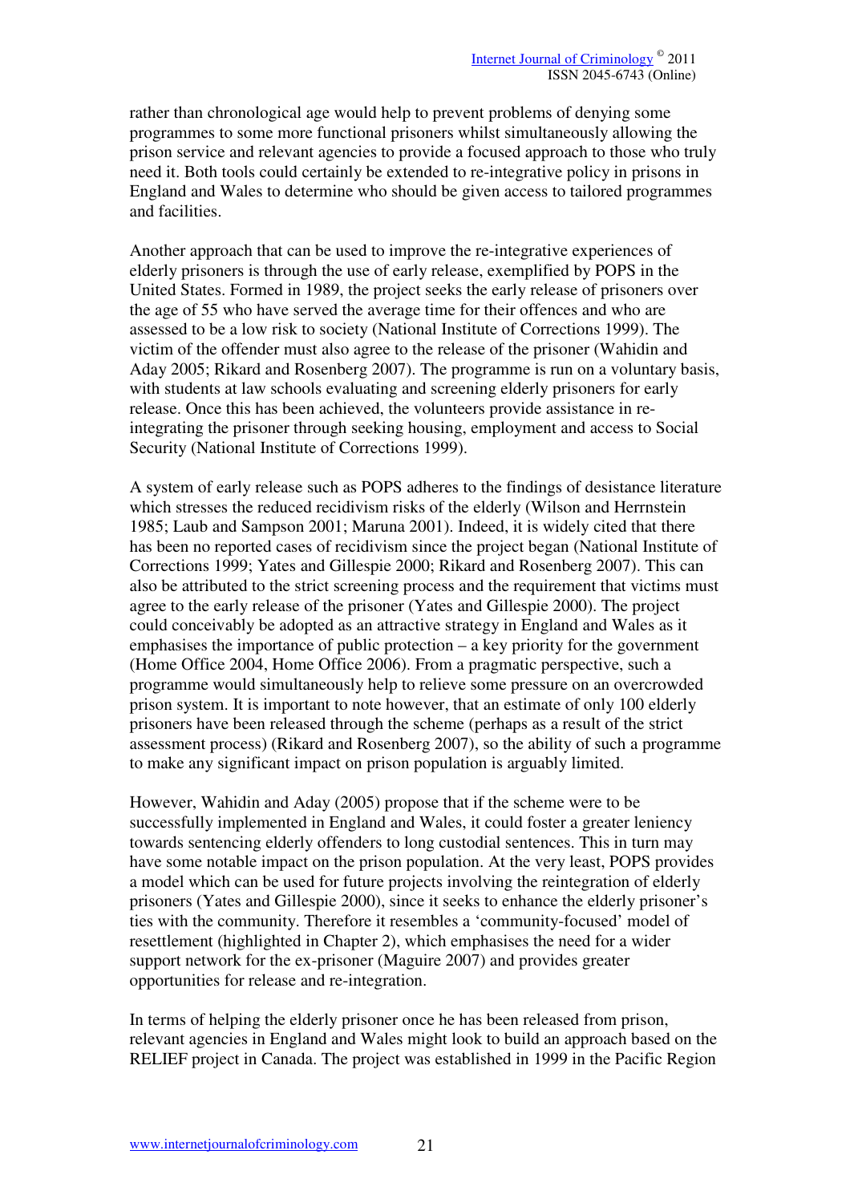rather than chronological age would help to prevent problems of denying some programmes to some more functional prisoners whilst simultaneously allowing the prison service and relevant agencies to provide a focused approach to those who truly need it. Both tools could certainly be extended to re-integrative policy in prisons in England and Wales to determine who should be given access to tailored programmes and facilities.

Another approach that can be used to improve the re-integrative experiences of elderly prisoners is through the use of early release, exemplified by POPS in the United States. Formed in 1989, the project seeks the early release of prisoners over the age of 55 who have served the average time for their offences and who are assessed to be a low risk to society (National Institute of Corrections 1999). The victim of the offender must also agree to the release of the prisoner (Wahidin and Aday 2005; Rikard and Rosenberg 2007). The programme is run on a voluntary basis, with students at law schools evaluating and screening elderly prisoners for early release. Once this has been achieved, the volunteers provide assistance in re-integrating the prisoner through seeking housing, employment and access to Social Security (National Institute of Corrections 1999).

A system of early release such as POPS adheres to the findings of desistance literature which stresses the reduced recidivism risks of the elderly (Wilson and Herrnstein 1985; Laub and Sampson 2001; Maruna 2001). Indeed, it is widely cited that there has been no reported cases of recidivism since the project began (National Institute of Corrections 1999; Yates and Gillespie 2000; Rikard and Rosenberg 2007). This can also be attributed to the strict screening process and the requirement that victims must agree to the early release of the prisoner (Yates and Gillespie 2000). The project could conceivably be adopted as an attractive strategy in England and Wales as it emphasises the importance of public protection – a key priority for the government (Home Office 2004, Home Office 2006). From a pragmatic perspective, such a programme would simultaneously help to relieve some pressure on an overcrowded prison system. It is important to note however, that an estimate of only 100 elderly prisoners have been released through the scheme (perhaps as a result of the strict assessment process) (Rikard and Rosenberg 2007), so the ability of such a programme to make any significant impact on prison population is arguably limited.

However, Wahidin and Aday (2005) propose that if the scheme were to be successfully implemented in England and Wales, it could foster a greater leniency towards sentencing elderly offenders to long custodial sentences. This in turn may have some notable impact on the prison population. At the very least, POPS provides a model which can be used for future projects involving the reintegration of elderly prisoners (Yates and Gillespie 2000), since it seeks to enhance the elderly prisoner's ties with the community. Therefore it resembles a 'community-focused' model of resettlement (highlighted in Chapter 2), which emphasises the need for a wider support network for the ex-prisoner (Maguire 2007) and provides greater opportunities for release and re-integration.

In terms of helping the elderly prisoner once he has been released from prison, relevant agencies in England and Wales might look to build an approach based on the RELIEF project in Canada. The project was established in 1999 in the Pacific Region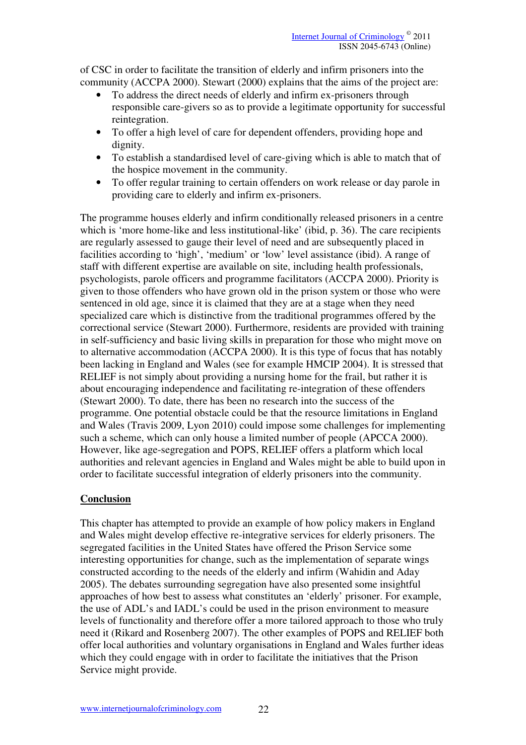of CSC in order to facilitate the transition of elderly and infirm prisoners into the community (ACCPA 2000). Stewart (2000) explains that the aims of the project are:

- To address the direct needs of elderly and infirm ex-prisoners through responsible care-givers so as to provide a legitimate opportunity for successful reintegration.
- To offer a high level of care for dependent offenders, providing hope and dignity.
- To establish a standardised level of care-giving which is able to match that of the hospice movement in the community.
- To offer regular training to certain offenders on work release or day parole in providing care to elderly and infirm ex-prisoners.

The programme houses elderly and infirm conditionally released prisoners in a centre which is 'more home-like and less institutional-like' (ibid, p. 36). The care recipients are regularly assessed to gauge their level of need and are subsequently placed in facilities according to 'high', 'medium' or 'low' level assistance (ibid). A range of staff with different expertise are available on site, including health professionals, psychologists, parole officers and programme facilitators (ACCPA 2000). Priority is given to those offenders who have grown old in the prison system or those who were sentenced in old age, since it is claimed that they are at a stage when they need specialized care which is distinctive from the traditional programmes offered by the correctional service (Stewart 2000). Furthermore, residents are provided with training in self-sufficiency and basic living skills in preparation for those who might move on to alternative accommodation (ACCPA 2000). It is this type of focus that has notably been lacking in England and Wales (see for example HMCIP 2004). It is stressed that RELIEF is not simply about providing a nursing home for the frail, but rather it is about encouraging independence and facilitating re-integration of these offenders (Stewart 2000). To date, there has been no research into the success of the programme. One potential obstacle could be that the resource limitations in England and Wales (Travis 2009, Lyon 2010) could impose some challenges for implementing such a scheme, which can only house a limited number of people (APCCA 2000). However, like age-segregation and POPS, RELIEF offers a platform which local authorities and relevant agencies in England and Wales might be able to build upon in order to facilitate successful integration of elderly prisoners into the community.

## Conclusion

This chapter has attempted to provide an example of how policy makers in England and Wales might develop effective re-integrative services for elderly prisoners. The segregated facilities in the United States have offered the Prison Service some interesting opportunities for change, such as the implementation of separate wings constructed according to the needs of the elderly and infirm (Wahidin and Aday 2005). The debates surrounding segregation have also presented some insightful approaches of how best to assess what constitutes an 'elderly' prisoner. For example, the use of ADL's and IADL's could be used in the prison environment to measure levels of functionality and therefore offer a more tailored approach to those who truly need it (Rikard and Rosenberg 2007). The other examples of POPS and RELIEF both offer local authorities and voluntary organisations in England and Wales further ideas which they could engage with in order to facilitate the initiatives that the Prison Service might provide.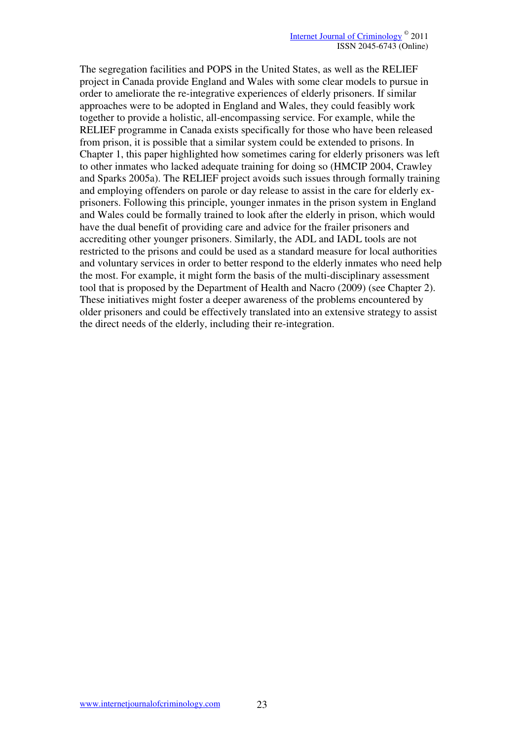The segregation facilities and POPS in the United States, as well as the RELIEF project in Canada provide England and Wales with some clear models to pursue in order to ameliorate the re-integrative experiences of elderly prisoners. If similar approaches were to be adopted in England and Wales, they could feasibly work together to provide a holistic, all-encompassing service. For example, while the RELIEF programme in Canada exists specifically for those who have been released from prison, it is possible that a similar system could be extended to prisons. In Chapter 1, this paper highlighted how sometimes caring for elderly prisoners was left to other inmates who lacked adequate training for doing so (HMCIP 2004, Crawley and Sparks 2005a). The RELIEF project avoids such issues through formally training and employing offenders on parole or day release to assist in the care for elderly ex-prisoners. Following this principle, younger inmates in the prison system in England and Wales could be formally trained to look after the elderly in prison, which would have the dual benefit of providing care and advice for the frailer prisoners and accrediting other younger prisoners. Similarly, the ADL and IADL tools are not restricted to the prisons and could be used as a standard measure for local authorities and voluntary services in order to better respond to the elderly inmates who need help the most. For example, it might form the basis of the multi-disciplinary assessment tool that is proposed by the Department of Health and Nacro (2009) (see Chapter 2). These initiatives might foster a deeper awareness of the problems encountered by older prisoners and could be effectively translated into an extensive strategy to assist the direct needs of the elderly, including their re-integration.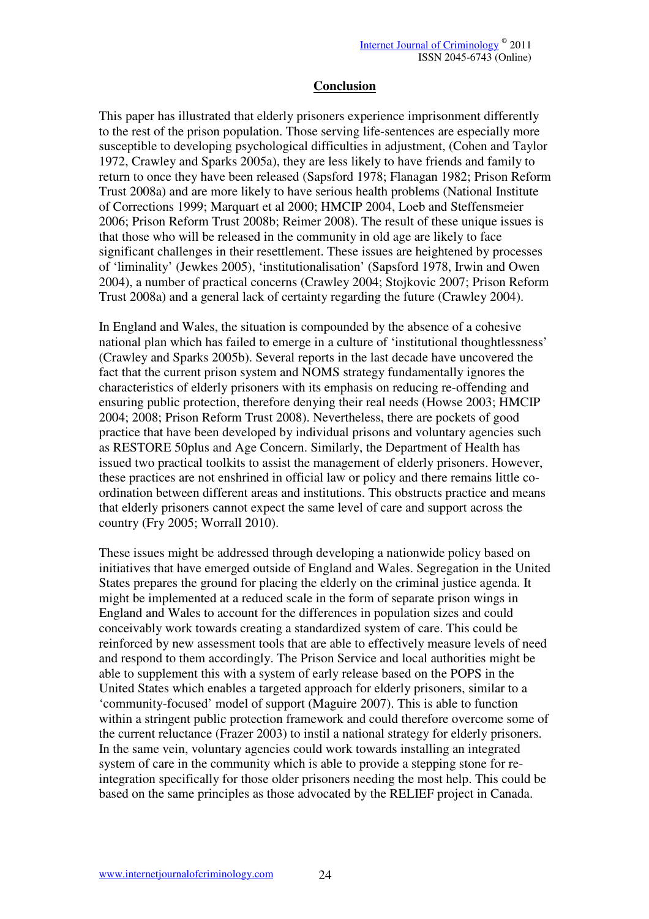## Conclusion

This paper has illustrated that elderly prisoners experience imprisonment differently to the rest of the prison population. Those serving life-sentences are especially more susceptible to developing psychological difficulties in adjustment, (Cohen and Taylor 1972, Crawley and Sparks 2005a), they are less likely to have friends and family to return to once they have been released (Sapsford 1978; Flanagan 1982; Prison Reform Trust 2008a) and are more likely to have serious health problems (National Institute of Corrections 1999; Marquart et al 2000; HMCIP 2004, Loeb and Steffensmeier 2006; Prison Reform Trust 2008b; Reimer 2008). The result of these unique issues is that those who will be released in the community in old age are likely to face significant challenges in their resettlement. These issues are heightened by processes of 'liminality' (Jewkes 2005), 'institutionalisation' (Sapsford 1978, Irwin and Owen 2004), a number of practical concerns (Crawley 2004; Stojkovic 2007; Prison Reform Trust 2008a) and a general lack of certainty regarding the future (Crawley 2004).

In England and Wales, the situation is compounded by the absence of a cohesive national plan which has failed to emerge in a culture of 'institutional thoughtlessness' (Crawley and Sparks 2005b). Several reports in the last decade have uncovered the fact that the current prison system and NOMS strategy fundamentally ignores the characteristics of elderly prisoners with its emphasis on reducing re-offending and ensuring public protection, therefore denying their real needs (Howse 2003; HMCIP 2004; 2008; Prison Reform Trust 2008). Nevertheless, there are pockets of good practice that have been developed by individual prisons and voluntary agencies such as RESTORE 50plus and Age Concern. Similarly, the Department of Health has issued two practical toolkits to assist the management of elderly prisoners. However, these practices are not enshrined in official law or policy and there remains little co-ordination between different areas and institutions. This obstructs practice and means that elderly prisoners cannot expect the same level of care and support across the country (Fry 2005; Worrall 2010).

These issues might be addressed through developing a nationwide policy based on initiatives that have emerged outside of England and Wales. Segregation in the United States prepares the ground for placing the elderly on the criminal justice agenda. It might be implemented at a reduced scale in the form of separate prison wings in England and Wales to account for the differences in population sizes and could conceivably work towards creating a standardized system of care. This could be reinforced by new assessment tools that are able to effectively measure levels of need and respond to them accordingly. The Prison Service and local authorities might be able to supplement this with a system of early release based on the POPS in the United States which enables a targeted approach for elderly prisoners, similar to a 'community-focused' model of support (Maguire 2007). This is able to function within a stringent public protection framework and could therefore overcome some of the current reluctance (Frazer 2003) to instil a national strategy for elderly prisoners. In the same vein, voluntary agencies could work towards installing an integrated system of care in the community which is able to provide a stepping stone for re-integration specifically for those older prisoners needing the most help. This could be based on the same principles as those advocated by the RELIEF project in Canada.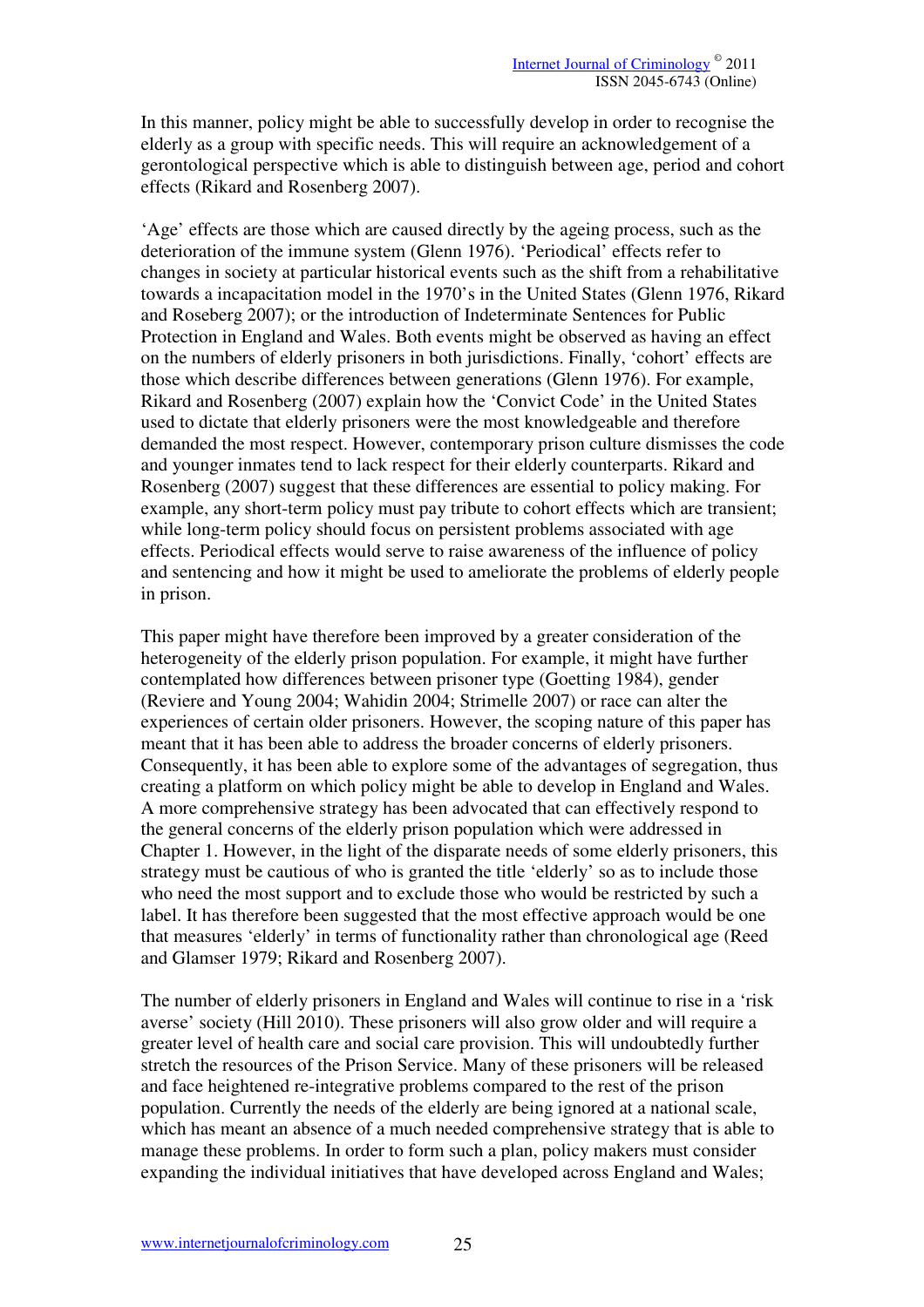In this manner, policy might be able to successfully develop in order to recognise the elderly as a group with specific needs. This will require an acknowledgement of a gerontological perspective which is able to distinguish between age, period and cohort effects (Rikard and Rosenberg 2007).

'Age' effects are those which are caused directly by the ageing process, such as the deterioration of the immune system (Glenn 1976). 'Periodical' effects refer to changes in society at particular historical events such as the shift from a rehabilitative towards a incapacitation model in the 1970's in the United States (Glenn 1976, Rikard and Roseberg 2007); or the introduction of Indeterminate Sentences for Public Protection in England and Wales. Both events might be observed as having an effect on the numbers of elderly prisoners in both jurisdictions. Finally, 'cohort' effects are those which describe differences between generations (Glenn 1976). For example, Rikard and Rosenberg (2007) explain how the 'Convict Code' in the United States used to dictate that elderly prisoners were the most knowledgeable and therefore demanded the most respect. However, contemporary prison culture dismisses the code and younger inmates tend to lack respect for their elderly counterparts. Rikard and Rosenberg (2007) suggest that these differences are essential to policy making. For example, any short-term policy must pay tribute to cohort effects which are transient; while long-term policy should focus on persistent problems associated with age effects. Periodical effects would serve to raise awareness of the influence of policy and sentencing and how it might be used to ameliorate the problems of elderly people in prison.

This paper might have therefore been improved by a greater consideration of the heterogeneity of the elderly prison population. For example, it might have further contemplated how differences between prisoner type (Goetting 1984), gender (Reviere and Young 2004; Wahidin 2004; Strimelle 2007) or race can alter the experiences of certain older prisoners. However, the scoping nature of this paper has meant that it has been able to address the broader concerns of elderly prisoners. Consequently, it has been able to explore some of the advantages of segregation, thus creating a platform on which policy might be able to develop in England and Wales. A more comprehensive strategy has been advocated that can effectively respond to the general concerns of the elderly prison population which were addressed in Chapter 1. However, in the light of the disparate needs of some elderly prisoners, this strategy must be cautious of who is granted the title 'elderly' so as to include those who need the most support and to exclude those who would be restricted by such a label. It has therefore been suggested that the most effective approach would be one that measures 'elderly' in terms of functionality rather than chronological age (Reed and Glamser 1979; Rikard and Rosenberg 2007).

The number of elderly prisoners in England and Wales will continue to rise in a 'risk averse' society (Hill 2010). These prisoners will also grow older and will require a greater level of health care and social care provision. This will undoubtedly further stretch the resources of the Prison Service. Many of these prisoners will be released and face heightened re-integrative problems compared to the rest of the prison population. Currently the needs of the elderly are being ignored at a national scale, which has meant an absence of a much needed comprehensive strategy that is able to manage these problems. In order to form such a plan, policy makers must consider expanding the individual initiatives that have developed across England and Wales;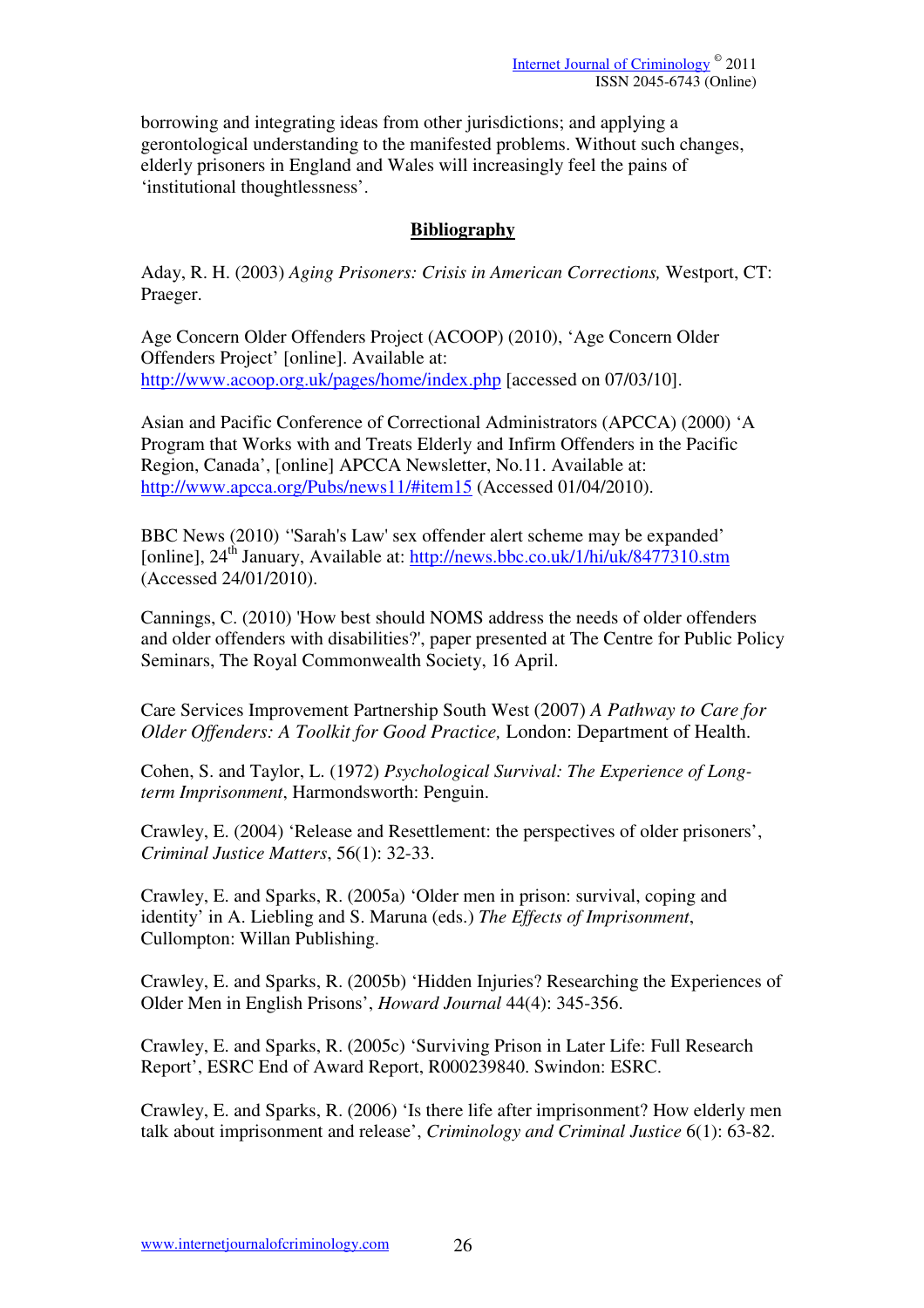borrowing and integrating ideas from other jurisdictions; and applying a gerontological understanding to the manifested problems. Without such changes, elderly prisoners in England and Wales will increasingly feel the pains of 'institutional thoughtlessness'.

## Bibliography

Aday, R. H. (2003) *Aging Prisoners: Crisis in American Corrections,* Westport, CT: Praeger.

Age Concern Older Offenders Project (ACOOP) (2010), 'Age Concern Older Offenders Project' [online]. Available at: http://www.acoop.org.uk/pages/home/index.php [accessed on 07/03/10].

Asian and Pacific Conference of Correctional Administrators (APCCA) (2000) 'A Program that Works with and Treats Elderly and Infirm Offenders in the Pacific Region, Canada', [online] APCCA Newsletter, No.11. Available at: http://www.apcca.org/Pubs/news11/#item15 (Accessed 01/04/2010).

BBC News (2010) ''Sarah's Law' sex offender alert scheme may be expanded' [online], 24th January, Available at: http://news.bbc.co.uk/1/hi/uk/8477310.stm (Accessed 24/01/2010).

Cannings, C. (2010) 'How best should NOMS address the needs of older offenders and older offenders with disabilities?', paper presented at The Centre for Public Policy Seminars, The Royal Commonwealth Society, 16 April.

Care Services Improvement Partnership South West (2007) *A Pathway to Care for Older Offenders: A Toolkit for Good Practice,* London: Department of Health.

Cohen, S. and Taylor, L. (1972) *Psychological Survival: The Experience of Long-term Imprisonment*, Harmondsworth: Penguin.

Crawley, E. (2004) 'Release and Resettlement: the perspectives of older prisoners', *Criminal Justice Matters*, 56(1): 32-33.

Crawley, E. and Sparks, R. (2005a) 'Older men in prison: survival, coping and identity' in A. Liebling and S. Maruna (eds.) *The Effects of Imprisonment*, Cullompton: Willan Publishing.

Crawley, E. and Sparks, R. (2005b) 'Hidden Injuries? Researching the Experiences of Older Men in English Prisons', *Howard Journal* 44(4): 345-356.

Crawley, E. and Sparks, R. (2005c) 'Surviving Prison in Later Life: Full Research Report', ESRC End of Award Report, R000239840. Swindon: ESRC.

Crawley, E. and Sparks, R. (2006) 'Is there life after imprisonment? How elderly men talk about imprisonment and release', *Criminology and Criminal Justice* 6(1): 63-82.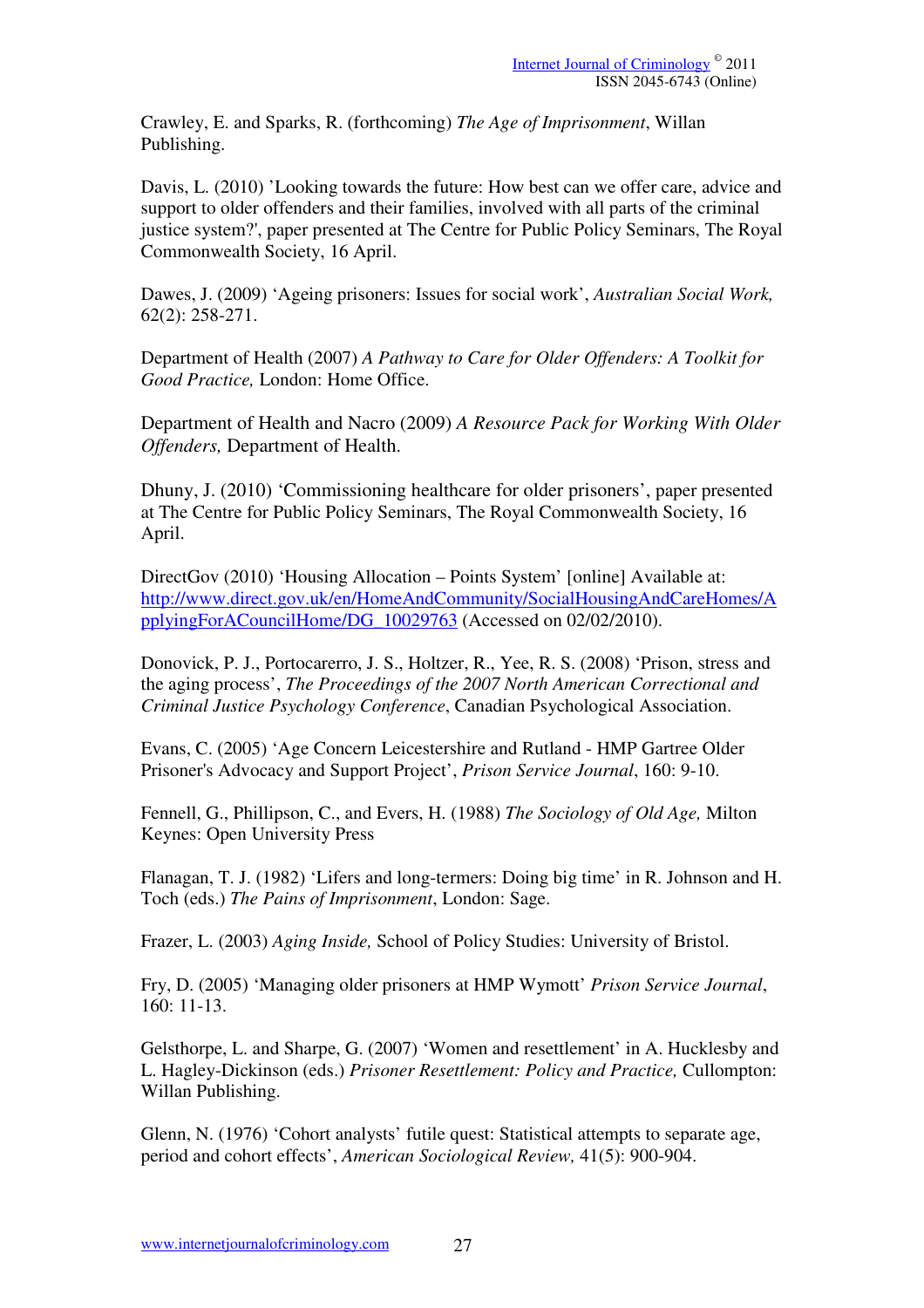Crawley, E. and Sparks, R. (forthcoming) *The Age of Imprisonment*, Willan Publishing.

Davis, L. (2010) 'Looking towards the future: How best can we offer care, advice and support to older offenders and their families, involved with all parts of the criminal justice system?', paper presented at The Centre for Public Policy Seminars, The Royal Commonwealth Society, 16 April.

Dawes, J. (2009) 'Ageing prisoners: Issues for social work', *Australian Social Work,* 62(2): 258-271.

Department of Health (2007) *A Pathway to Care for Older Offenders: A Toolkit for Good Practice,* London: Home Office.

Department of Health and Nacro (2009) *A Resource Pack for Working With Older Offenders,* Department of Health.

Dhuny, J. (2010) 'Commissioning healthcare for older prisoners', paper presented at The Centre for Public Policy Seminars, The Royal Commonwealth Society, 16 April.

DirectGov (2010) 'Housing Allocation – Points System' [online] Available at: http://www.direct.gov.uk/en/HomeAndCommunity/SocialHousingAndCareHomes/ApplyingForACouncilHome/DG_10029763 (Accessed on 02/02/2010).

Donovick, P. J., Portocarerro, J. S., Holtzer, R., Yee, R. S. (2008) 'Prison, stress and the aging process', *The Proceedings of the 2007 North American Correctional and Criminal Justice Psychology Conference*, Canadian Psychological Association.

Evans, C. (2005) 'Age Concern Leicestershire and Rutland - HMP Gartree Older Prisoner's Advocacy and Support Project', *Prison Service Journal*, 160: 9-10.

Fennell, G., Phillipson, C., and Evers, H. (1988) *The Sociology of Old Age,* Milton Keynes: Open University Press

Flanagan, T. J. (1982) 'Lifers and long-termers: Doing big time' in R. Johnson and H. Toch (eds.) *The Pains of Imprisonment*, London: Sage.

Frazer, L. (2003) *Aging Inside,* School of Policy Studies: University of Bristol.

Fry, D. (2005) 'Managing older prisoners at HMP Wymott' *Prison Service Journal*, 160: 11-13.

Gelsthorpe, L. and Sharpe, G. (2007) 'Women and resettlement' in A. Hucklesby and L. Hagley-Dickinson (eds.) *Prisoner Resettlement: Policy and Practice,* Cullompton: Willan Publishing.

Glenn, N. (1976) 'Cohort analysts' futile quest: Statistical attempts to separate age, period and cohort effects', *American Sociological Review,* 41(5): 900-904.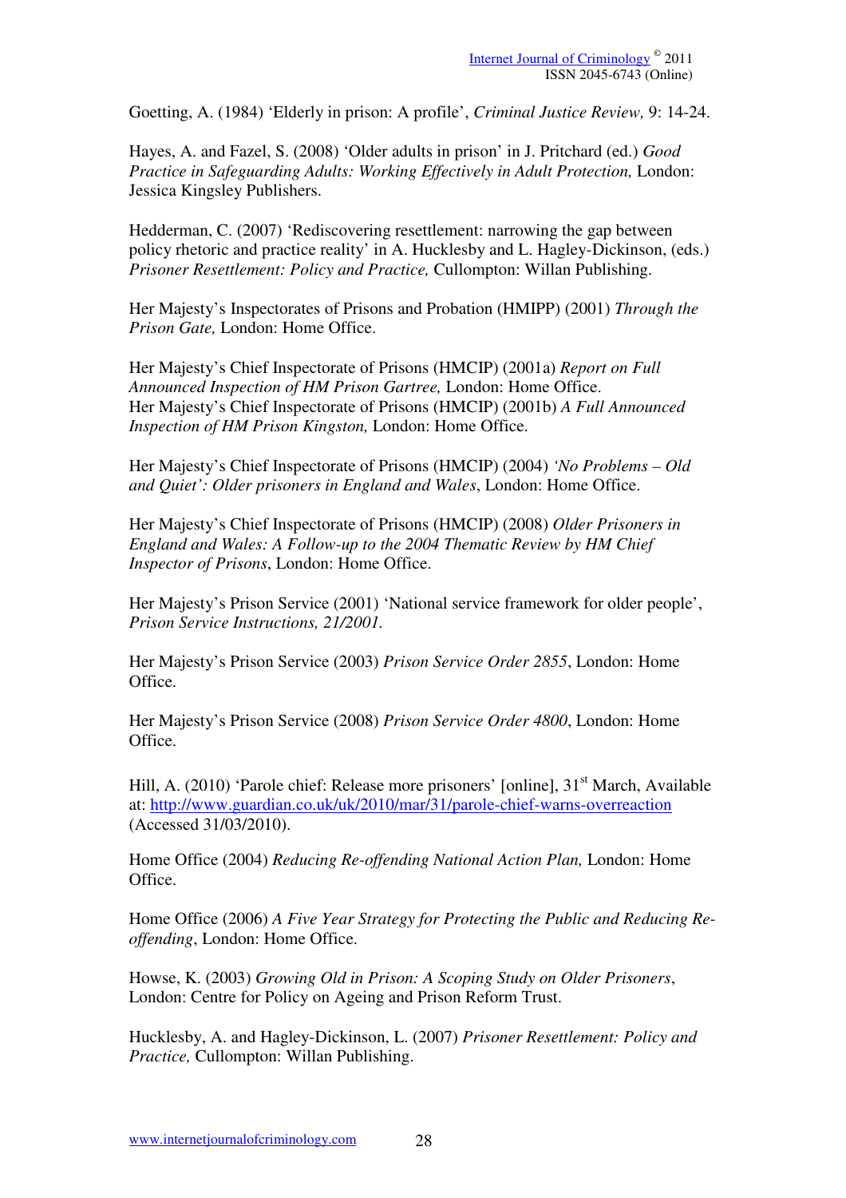Goetting, A. (1984) 'Elderly in prison: A profile', *Criminal Justice Review,* 9: 14-24.

Hayes, A. and Fazel, S. (2008) 'Older adults in prison' in J. Pritchard (ed.) *Good Practice in Safeguarding Adults: Working Effectively in Adult Protection,* London: Jessica Kingsley Publishers.

Hedderman, C. (2007) 'Rediscovering resettlement: narrowing the gap between policy rhetoric and practice reality' in A. Hucklesby and L. Hagley-Dickinson, (eds.) *Prisoner Resettlement: Policy and Practice,* Cullompton: Willan Publishing.

Her Majesty's Inspectorates of Prisons and Probation (HMIPP) (2001) *Through the Prison Gate,* London: Home Office.

Her Majesty's Chief Inspectorate of Prisons (HMCIP) (2001a) *Report on Full Announced Inspection of HM Prison Gartree,* London: Home Office.
Her Majesty's Chief Inspectorate of Prisons (HMCIP) (2001b) *A Full Announced Inspection of HM Prison Kingston,* London: Home Office.

Her Majesty's Chief Inspectorate of Prisons (HMCIP) (2004) *'No Problems – Old and Quiet': Older prisoners in England and Wales*, London: Home Office.

Her Majesty's Chief Inspectorate of Prisons (HMCIP) (2008) *Older Prisoners in England and Wales: A Follow-up to the 2004 Thematic Review by HM Chief Inspector of Prisons*, London: Home Office.

Her Majesty's Prison Service (2001) 'National service framework for older people', *Prison Service Instructions, 21/2001.*

Her Majesty's Prison Service (2003) *Prison Service Order 2855*, London: Home Office.

Her Majesty's Prison Service (2008) *Prison Service Order 4800*, London: Home Office.

Hill, A. (2010) 'Parole chief: Release more prisoners' [online], 31st March, Available at: http://www.guardian.co.uk/uk/2010/mar/31/parole-chief-warns-overreaction (Accessed 31/03/2010).

Home Office (2004) *Reducing Re-offending National Action Plan,* London: Home Office.

Home Office (2006) *A Five Year Strategy for Protecting the Public and Reducing Re-offending*, London: Home Office.

Howse, K. (2003) *Growing Old in Prison: A Scoping Study on Older Prisoners*, London: Centre for Policy on Ageing and Prison Reform Trust.

Hucklesby, A. and Hagley-Dickinson, L. (2007) *Prisoner Resettlement: Policy and Practice,* Cullompton: Willan Publishing.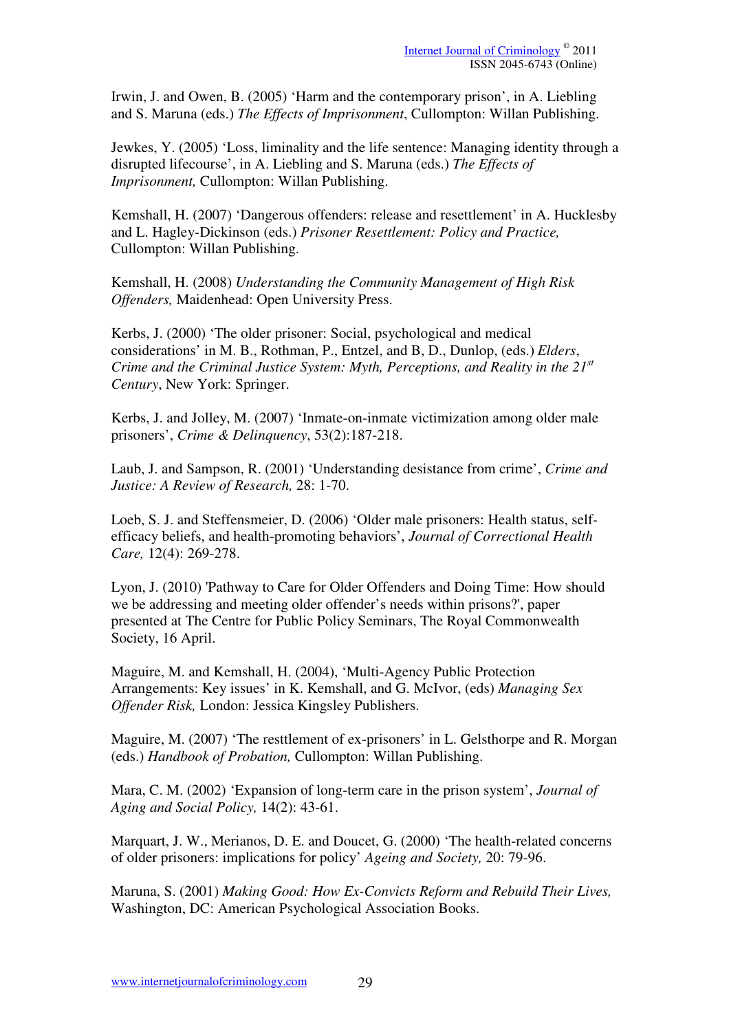Irwin, J. and Owen, B. (2005) 'Harm and the contemporary prison', in A. Liebling and S. Maruna (eds.) *The Effects of Imprisonment*, Cullompton: Willan Publishing.

Jewkes, Y. (2005) 'Loss, liminality and the life sentence: Managing identity through a disrupted lifecourse', in A. Liebling and S. Maruna (eds.) *The Effects of Imprisonment,* Cullompton: Willan Publishing.

Kemshall, H. (2007) 'Dangerous offenders: release and resettlement' in A. Hucklesby and L. Hagley-Dickinson (eds.) *Prisoner Resettlement: Policy and Practice,* Cullompton: Willan Publishing.

Kemshall, H. (2008) *Understanding the Community Management of High Risk Offenders,* Maidenhead: Open University Press.

Kerbs, J. (2000) 'The older prisoner: Social, psychological and medical considerations' in M. B., Rothman, P., Entzel, and B, D., Dunlop, (eds.) *Elders, Crime and the Criminal Justice System: Myth, Perceptions, and Reality in the 21st Century*, New York: Springer.

Kerbs, J. and Jolley, M. (2007) 'Inmate-on-inmate victimization among older male prisoners', *Crime & Delinquency*, 53(2):187-218.

Laub, J. and Sampson, R. (2001) 'Understanding desistance from crime', *Crime and Justice: A Review of Research,* 28: 1-70.

Loeb, S. J. and Steffensmeier, D. (2006) 'Older male prisoners: Health status, self-efficacy beliefs, and health-promoting behaviors', *Journal of Correctional Health Care,* 12(4): 269-278.

Lyon, J. (2010) 'Pathway to Care for Older Offenders and Doing Time: How should we be addressing and meeting older offender's needs within prisons?', paper presented at The Centre for Public Policy Seminars, The Royal Commonwealth Society, 16 April.

Maguire, M. and Kemshall, H. (2004), 'Multi-Agency Public Protection Arrangements: Key issues' in K. Kemshall, and G. McIvor, (eds) *Managing Sex Offender Risk,* London: Jessica Kingsley Publishers.

Maguire, M. (2007) 'The resttlement of ex-prisoners' in L. Gelsthorpe and R. Morgan (eds.) *Handbook of Probation,* Cullompton: Willan Publishing.

Mara, C. M. (2002) 'Expansion of long-term care in the prison system', *Journal of Aging and Social Policy,* 14(2): 43-61.

Marquart, J. W., Merianos, D. E. and Doucet, G. (2000) 'The health-related concerns of older prisoners: implications for policy' *Ageing and Society,* 20: 79-96.

Maruna, S. (2001) *Making Good: How Ex-Convicts Reform and Rebuild Their Lives,* Washington, DC: American Psychological Association Books.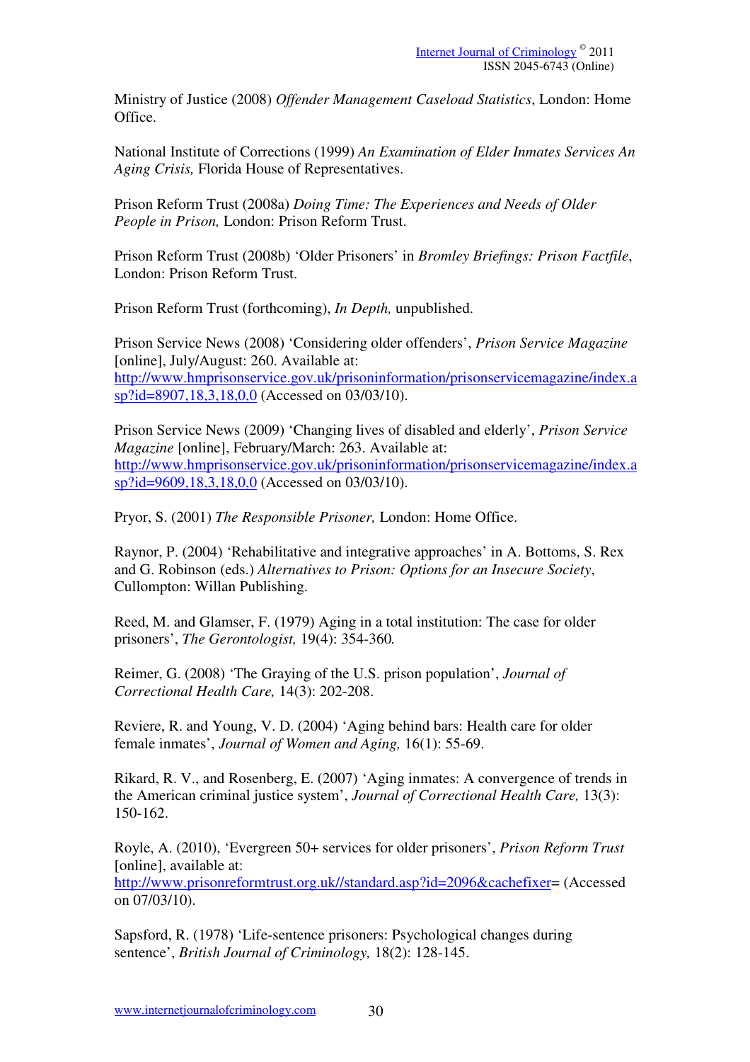Ministry of Justice (2008) *Offender Management Caseload Statistics*, London: Home Office.

National Institute of Corrections (1999) *An Examination of Elder Inmates Services An Aging Crisis,* Florida House of Representatives.

Prison Reform Trust (2008a) *Doing Time: The Experiences and Needs of Older People in Prison,* London: Prison Reform Trust.

Prison Reform Trust (2008b) 'Older Prisoners' in *Bromley Briefings: Prison Factfile*, London: Prison Reform Trust.

Prison Reform Trust (forthcoming), *In Depth,* unpublished.

Prison Service News (2008) 'Considering older offenders', *Prison Service Magazine* [online], July/August: 260. Available at: http://www.hmprisonservice.gov.uk/prisoninformation/prisonservicemagazine/index.asp?id=8907,18,3,18,0,0 (Accessed on 03/03/10).

Prison Service News (2009) 'Changing lives of disabled and elderly', *Prison Service Magazine* [online], February/March: 263. Available at: http://www.hmprisonservice.gov.uk/prisoninformation/prisonservicemagazine/index.asp?id=9609,18,3,18,0,0 (Accessed on 03/03/10).

Pryor, S. (2001) *The Responsible Prisoner,* London: Home Office.

Raynor, P. (2004) 'Rehabilitative and integrative approaches' in A. Bottoms, S. Rex and G. Robinson (eds.) *Alternatives to Prison: Options for an Insecure Society*, Cullompton: Willan Publishing.

Reed, M. and Glamser, F. (1979) Aging in a total institution: The case for older prisoners', *The Gerontologist,* 19(4): 354-360*.*

Reimer, G. (2008) 'The Graying of the U.S. prison population', *Journal of Correctional Health Care,* 14(3): 202-208.

Reviere, R. and Young, V. D. (2004) 'Aging behind bars: Health care for older female inmates', *Journal of Women and Aging,* 16(1): 55-69.

Rikard, R. V., and Rosenberg, E. (2007) 'Aging inmates: A convergence of trends in the American criminal justice system', *Journal of Correctional Health Care,* 13(3): 150-162.

Royle, A. (2010), 'Evergreen 50+ services for older prisoners', *Prison Reform Trust* [online], available at: http://www.prisonreformtrust.org.uk//standard.asp?id=2096&cachefixer= (Accessed on 07/03/10).

Sapsford, R. (1978) 'Life-sentence prisoners: Psychological changes during sentence', *British Journal of Criminology,* 18(2): 128-145.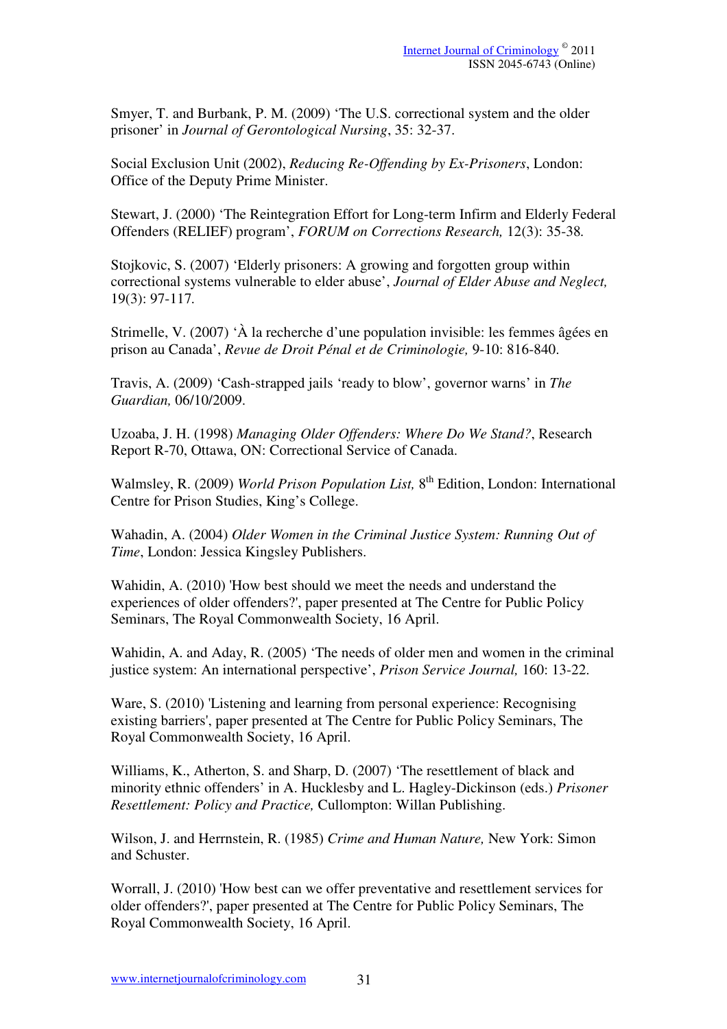Smyer, T. and Burbank, P. M. (2009) 'The U.S. correctional system and the older prisoner' in *Journal of Gerontological Nursing*, 35: 32-37.

Social Exclusion Unit (2002), *Reducing Re-Offending by Ex-Prisoners*, London: Office of the Deputy Prime Minister.

Stewart, J. (2000) 'The Reintegration Effort for Long-term Infirm and Elderly Federal Offenders (RELIEF) program', *FORUM on Corrections Research,* 12(3): 35-38.

Stojkovic, S. (2007) 'Elderly prisoners: A growing and forgotten group within correctional systems vulnerable to elder abuse', *Journal of Elder Abuse and Neglect,* 19(3): 97-117.

Strimelle, V. (2007) 'À la recherche d'une population invisible: les femmes âgées en prison au Canada', *Revue de Droit Pénal et de Criminologie,* 9-10: 816-840.

Travis, A. (2009) 'Cash-strapped jails 'ready to blow', governor warns' in *The Guardian,* 06/10/2009.

Uzoaba, J. H. (1998) *Managing Older Offenders: Where Do We Stand?*, Research Report R-70, Ottawa, ON: Correctional Service of Canada.

Walmsley, R. (2009) *World Prison Population List,* 8th Edition, London: International Centre for Prison Studies, King's College.

Wahadin, A. (2004) *Older Women in the Criminal Justice System: Running Out of Time*, London: Jessica Kingsley Publishers.

Wahidin, A. (2010) 'How best should we meet the needs and understand the experiences of older offenders?', paper presented at The Centre for Public Policy Seminars, The Royal Commonwealth Society, 16 April.

Wahidin, A. and Aday, R. (2005) 'The needs of older men and women in the criminal justice system: An international perspective', *Prison Service Journal,* 160: 13-22.

Ware, S. (2010) 'Listening and learning from personal experience: Recognising existing barriers', paper presented at The Centre for Public Policy Seminars, The Royal Commonwealth Society, 16 April.

Williams, K., Atherton, S. and Sharp, D. (2007) 'The resettlement of black and minority ethnic offenders' in A. Hucklesby and L. Hagley-Dickinson (eds.) *Prisoner Resettlement: Policy and Practice,* Cullompton: Willan Publishing.

Wilson, J. and Herrnstein, R. (1985) *Crime and Human Nature,* New York: Simon and Schuster.

Worrall, J. (2010) 'How best can we offer preventative and resettlement services for older offenders?', paper presented at The Centre for Public Policy Seminars, The Royal Commonwealth Society, 16 April.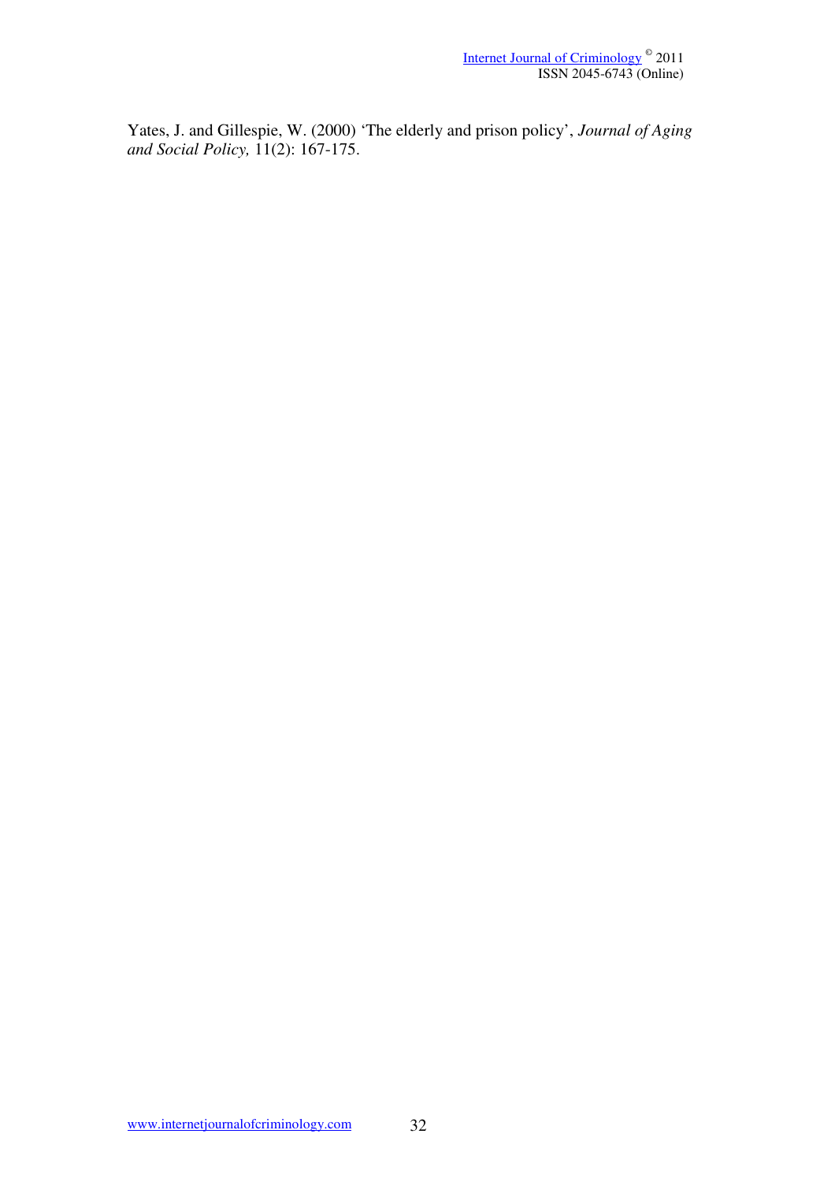Yates, J. and Gillespie, W. (2000) 'The elderly and prison policy', *Journal of Aging and Social Policy,* 11(2): 167-175.